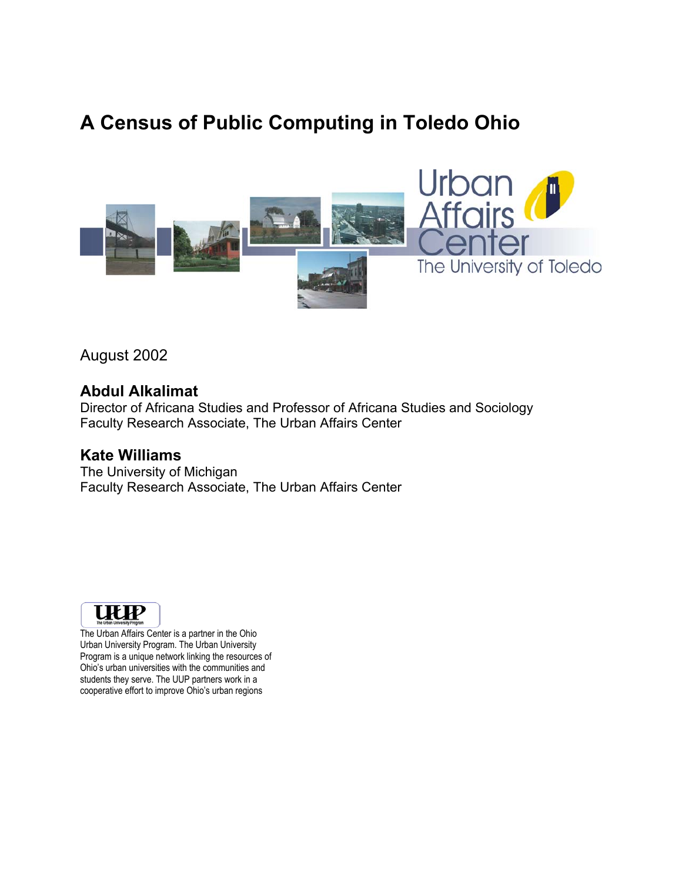# A Census of Public Computing in Toledo Ohio

Urban Affairs Center
The University of Toledo

August 2002

**Abdul Alkalimat**
Director of Africana Studies and Professor of Africana Studies and Sociology
Faculty Research Associate, The Urban Affairs Center

**Kate Williams**
The University of Michigan
Faculty Research Associate, The Urban Affairs Center

UUP The Urban University Program

The Urban Affairs Center is a partner in the Ohio Urban University Program. The Urban University Program is a unique network linking the resources of Ohio's urban universities with the communities and students they serve. The UUP partners work in a cooperative effort to improve Ohio's urban regions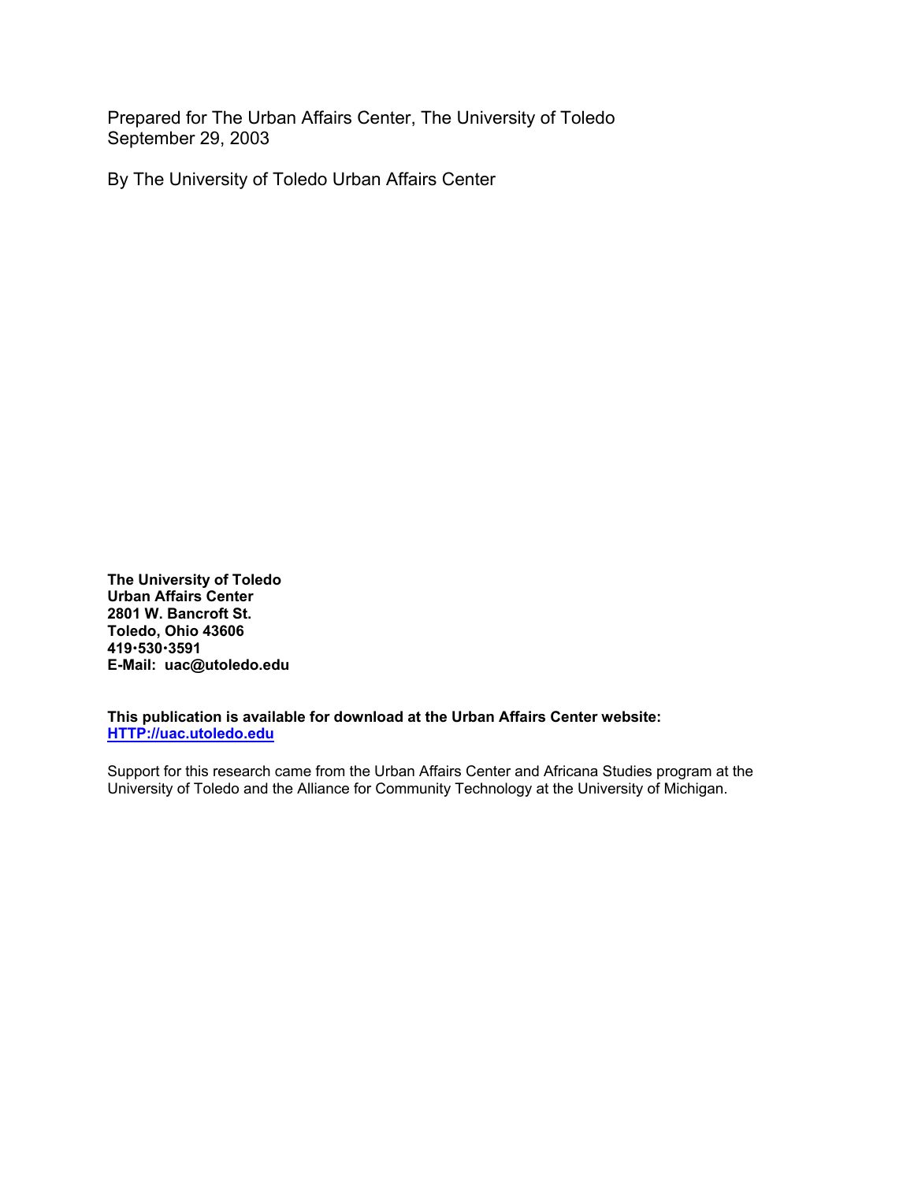Prepared for The Urban Affairs Center, The University of Toledo
September 29, 2003

By The University of Toledo Urban Affairs Center

**The University of Toledo**
**Urban Affairs Center**
**2801 W. Bancroft St.**
**Toledo, Ohio 43606**
**419•530•3591**
**E-Mail: uac@utoledo.edu**

**This publication is available for download at the Urban Affairs Center website:**
**[HTTP://uac.utoledo.edu](HTTP://uac.utoledo.edu)**

Support for this research came from the Urban Affairs Center and Africana Studies program at the University of Toledo and the Alliance for Community Technology at the University of Michigan.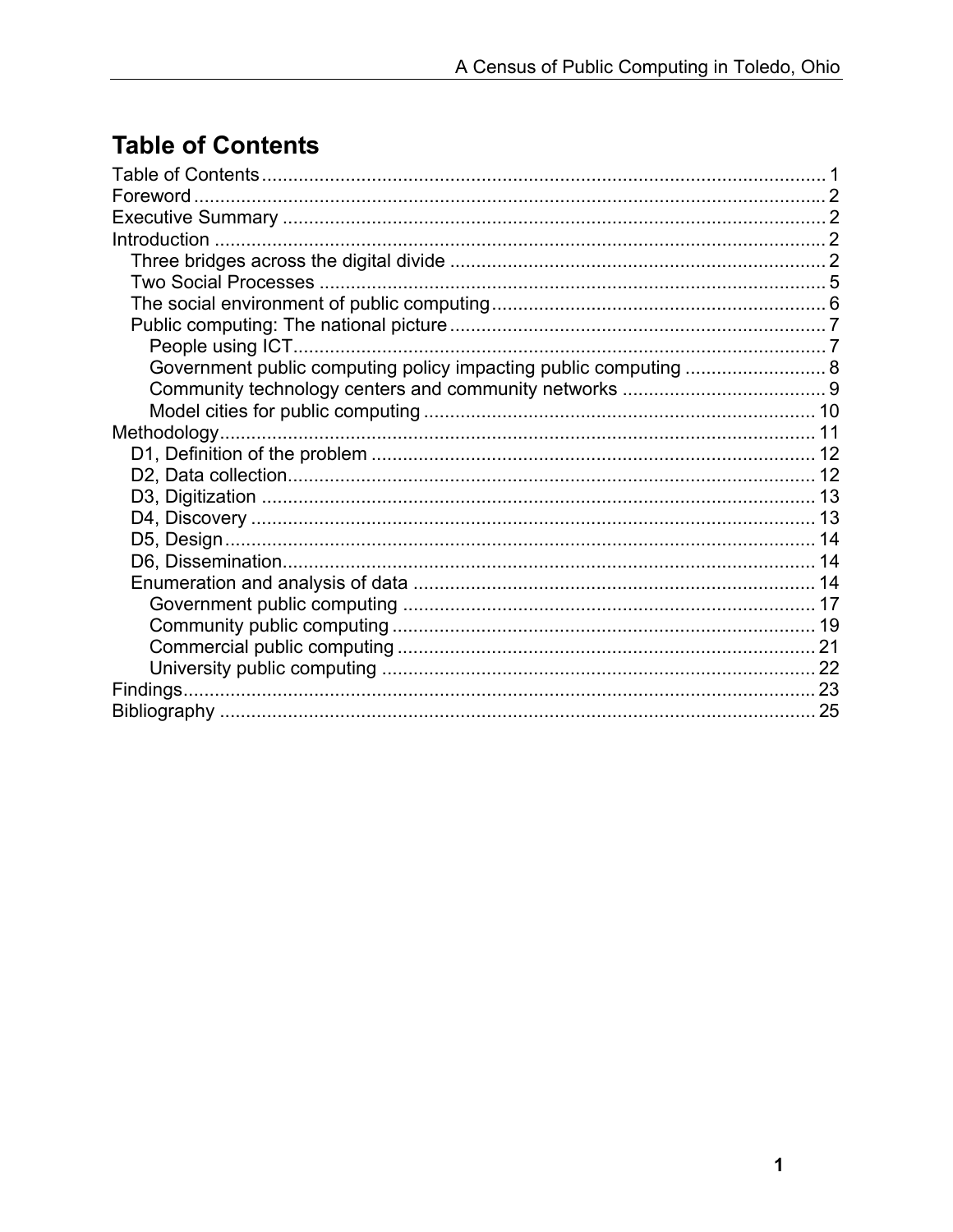# Table of Contents

- Table of Contents ........ 1
- Foreword ........ 2
- Executive Summary ........ 2
- Introduction ........ 2
  - Three bridges across the digital divide ........ 2
  - Two Social Processes ........ 5
  - The social environment of public computing ........ 6
  - Public computing: The national picture ........ 7
    - People using ICT ........ 7
    - Government public computing policy impacting public computing ........ 8
    - Community technology centers and community networks ........ 9
    - Model cities for public computing ........ 10
- Methodology ........ 11
  - D1, Definition of the problem ........ 12
  - D2, Data collection ........ 12
  - D3, Digitization ........ 13
  - D4, Discovery ........ 13
  - D5, Design ........ 14
  - D6, Dissemination ........ 14
  - Enumeration and analysis of data ........ 14
    - Government public computing ........ 17
    - Community public computing ........ 19
    - Commercial public computing ........ 21
    - University public computing ........ 22
- Findings ........ 23
- Bibliography ........ 25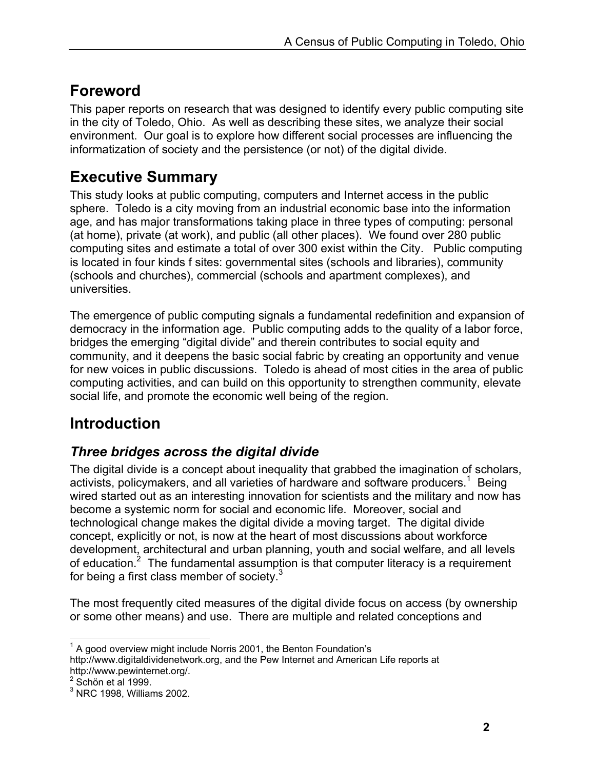# Foreword

This paper reports on research that was designed to identify every public computing site in the city of Toledo, Ohio. As well as describing these sites, we analyze their social environment. Our goal is to explore how different social processes are influencing the informatization of society and the persistence (or not) of the digital divide.

# Executive Summary

This study looks at public computing, computers and Internet access in the public sphere. Toledo is a city moving from an industrial economic base into the information age, and has major transformations taking place in three types of computing: personal (at home), private (at work), and public (all other places). We found over 280 public computing sites and estimate a total of over 300 exist within the City. Public computing is located in four kinds f sites: governmental sites (schools and libraries), community (schools and churches), commercial (schools and apartment complexes), and universities.

The emergence of public computing signals a fundamental redefinition and expansion of democracy in the information age. Public computing adds to the quality of a labor force, bridges the emerging "digital divide" and therein contributes to social equity and community, and it deepens the basic social fabric by creating an opportunity and venue for new voices in public discussions. Toledo is ahead of most cities in the area of public computing activities, and can build on this opportunity to strengthen community, elevate social life, and promote the economic well being of the region.

# Introduction

## *Three bridges across the digital divide*

The digital divide is a concept about inequality that grabbed the imagination of scholars, activists, policymakers, and all varieties of hardware and software producers.[1] Being wired started out as an interesting innovation for scientists and the military and now has become a systemic norm for social and economic life. Moreover, social and technological change makes the digital divide a moving target. The digital divide concept, explicitly or not, is now at the heart of most discussions about workforce development, architectural and urban planning, youth and social welfare, and all levels of education.[2] The fundamental assumption is that computer literacy is a requirement for being a first class member of society.[3]

The most frequently cited measures of the digital divide focus on access (by ownership or some other means) and use. There are multiple and related conceptions and

---

[1] A good overview might include Norris 2001, the Benton Foundation's http://www.digitaldividenetwork.org, and the Pew Internet and American Life reports at http://www.pewinternet.org/.

[2] Schön et al 1999.

[3] NRC 1998, Williams 2002.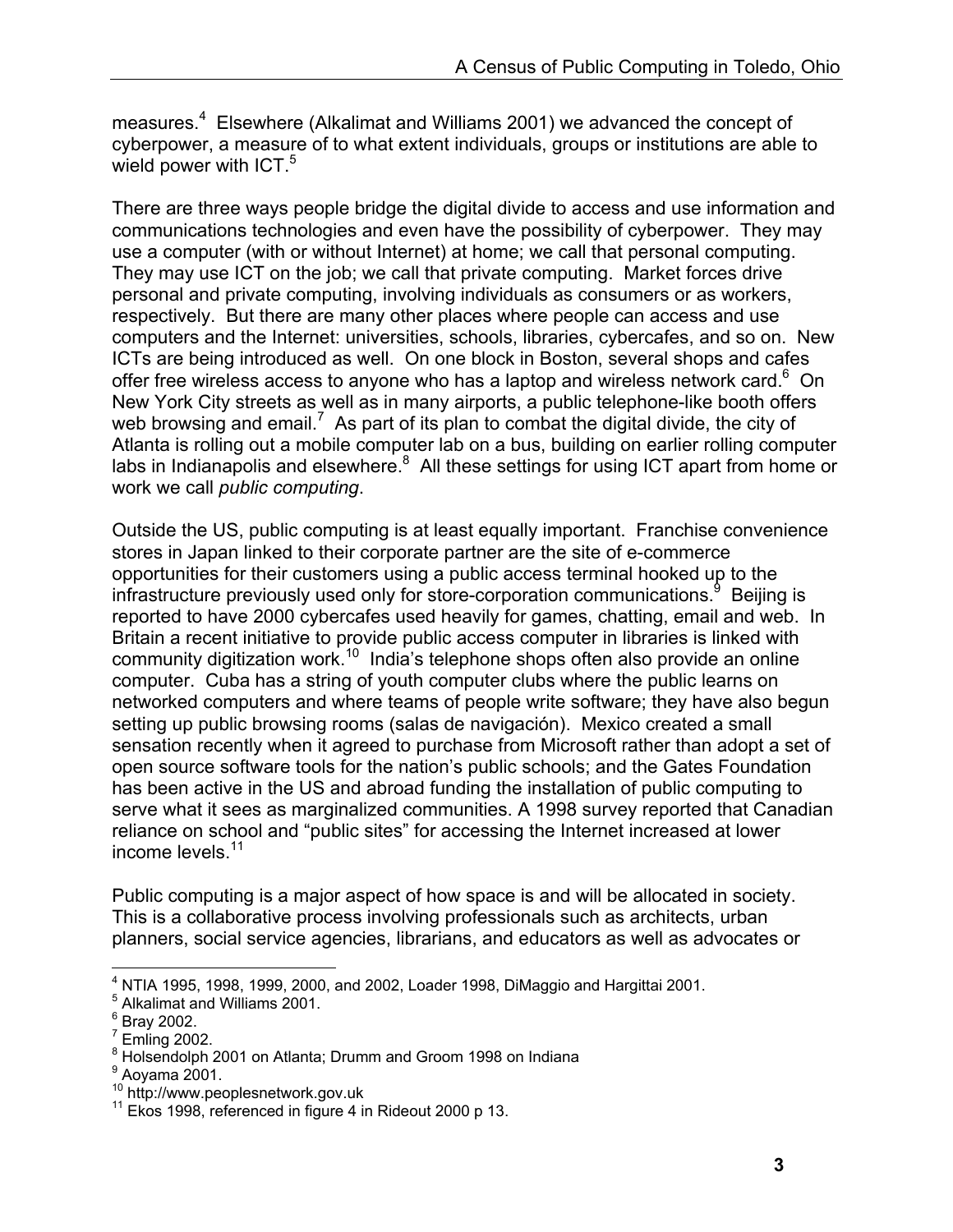measures.[4] Elsewhere (Alkalimat and Williams 2001) we advanced the concept of cyberpower, a measure of to what extent individuals, groups or institutions are able to wield power with ICT.[5]

There are three ways people bridge the digital divide to access and use information and communications technologies and even have the possibility of cyberpower. They may use a computer (with or without Internet) at home; we call that personal computing. They may use ICT on the job; we call that private computing. Market forces drive personal and private computing, involving individuals as consumers or as workers, respectively. But there are many other places where people can access and use computers and the Internet: universities, schools, libraries, cybercafes, and so on. New ICTs are being introduced as well. On one block in Boston, several shops and cafes offer free wireless access to anyone who has a laptop and wireless network card.[6] On New York City streets as well as in many airports, a public telephone-like booth offers web browsing and email.[7] As part of its plan to combat the digital divide, the city of Atlanta is rolling out a mobile computer lab on a bus, building on earlier rolling computer labs in Indianapolis and elsewhere.[8] All these settings for using ICT apart from home or work we call *public computing*.

Outside the US, public computing is at least equally important. Franchise convenience stores in Japan linked to their corporate partner are the site of e-commerce opportunities for their customers using a public access terminal hooked up to the infrastructure previously used only for store-corporation communications.[9] Beijing is reported to have 2000 cybercafes used heavily for games, chatting, email and web. In Britain a recent initiative to provide public access computer in libraries is linked with community digitization work.[10] India's telephone shops often also provide an online computer. Cuba has a string of youth computer clubs where the public learns on networked computers and where teams of people write software; they have also begun setting up public browsing rooms (salas de navigación). Mexico created a small sensation recently when it agreed to purchase from Microsoft rather than adopt a set of open source software tools for the nation's public schools; and the Gates Foundation has been active in the US and abroad funding the installation of public computing to serve what it sees as marginalized communities. A 1998 survey reported that Canadian reliance on school and "public sites" for accessing the Internet increased at lower income levels.[11]

Public computing is a major aspect of how space is and will be allocated in society. This is a collaborative process involving professionals such as architects, urban planners, social service agencies, librarians, and educators as well as advocates or

---

[4] NTIA 1995, 1998, 1999, 2000, and 2002, Loader 1998, DiMaggio and Hargittai 2001.
[5] Alkalimat and Williams 2001.
[6] Bray 2002.
[7] Emling 2002.
[8] Holsendolph 2001 on Atlanta; Drumm and Groom 1998 on Indiana
[9] Aoyama 2001.
[10] http://www.peoplesnetwork.gov.uk
[11] Ekos 1998, referenced in figure 4 in Rideout 2000 p 13.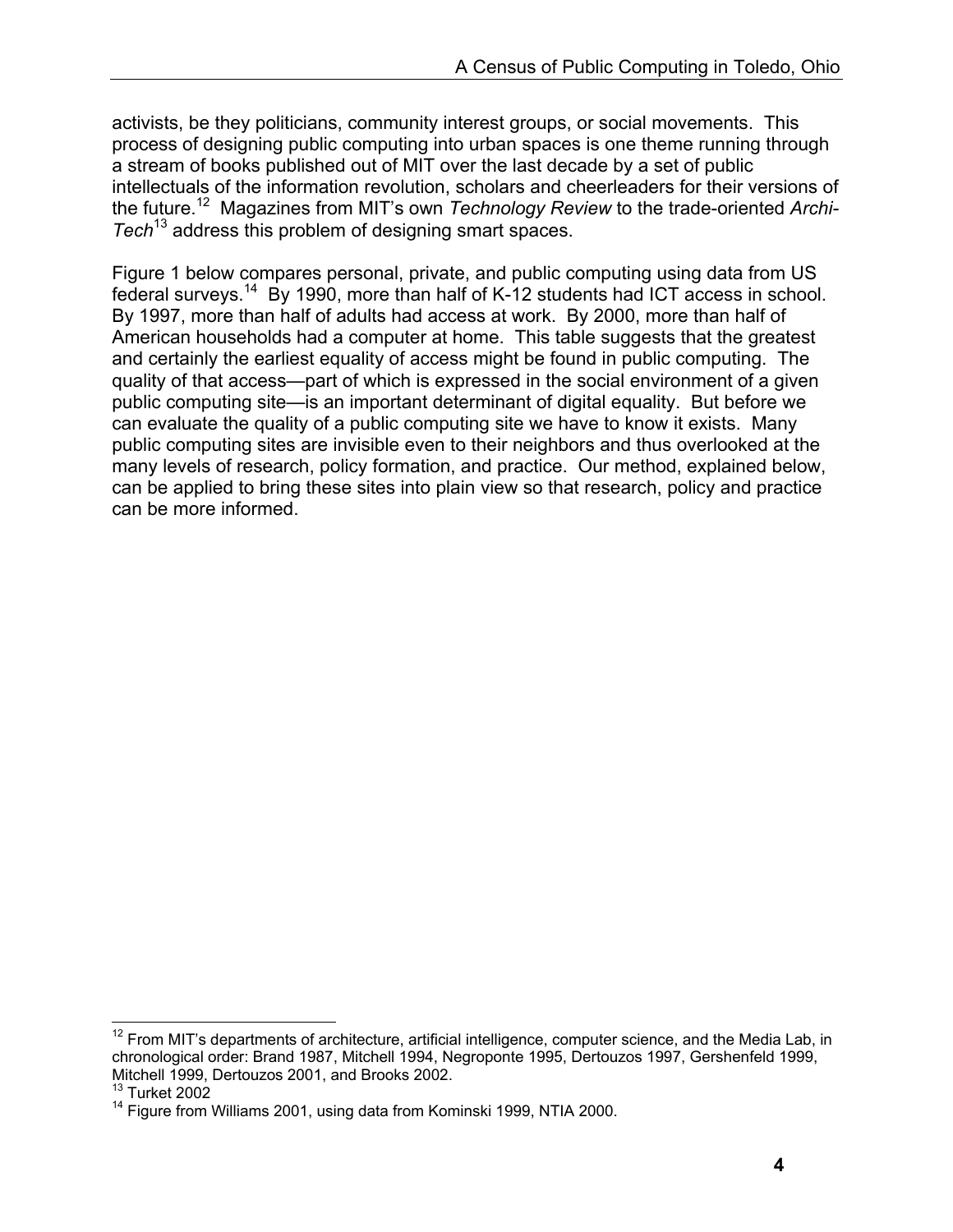activists, be they politicians, community interest groups, or social movements. This process of designing public computing into urban spaces is one theme running through a stream of books published out of MIT over the last decade by a set of public intellectuals of the information revolution, scholars and cheerleaders for their versions of the future.[12] Magazines from MIT's own *Technology Review* to the trade-oriented *Archi-Tech*[13] address this problem of designing smart spaces.

Figure 1 below compares personal, private, and public computing using data from US federal surveys.[14] By 1990, more than half of K-12 students had ICT access in school. By 1997, more than half of adults had access at work. By 2000, more than half of American households had a computer at home. This table suggests that the greatest and certainly the earliest equality of access might be found in public computing. The quality of that access—part of which is expressed in the social environment of a given public computing site—is an important determinant of digital equality. But before we can evaluate the quality of a public computing site we have to know it exists. Many public computing sites are invisible even to their neighbors and thus overlooked at the many levels of research, policy formation, and practice. Our method, explained below, can be applied to bring these sites into plain view so that research, policy and practice can be more informed.

---

[12] From MIT's departments of architecture, artificial intelligence, computer science, and the Media Lab, in chronological order: Brand 1987, Mitchell 1994, Negroponte 1995, Dertouzos 1997, Gershenfeld 1999, Mitchell 1999, Dertouzos 2001, and Brooks 2002.

[13] Turket 2002

[14] Figure from Williams 2001, using data from Kominski 1999, NTIA 2000.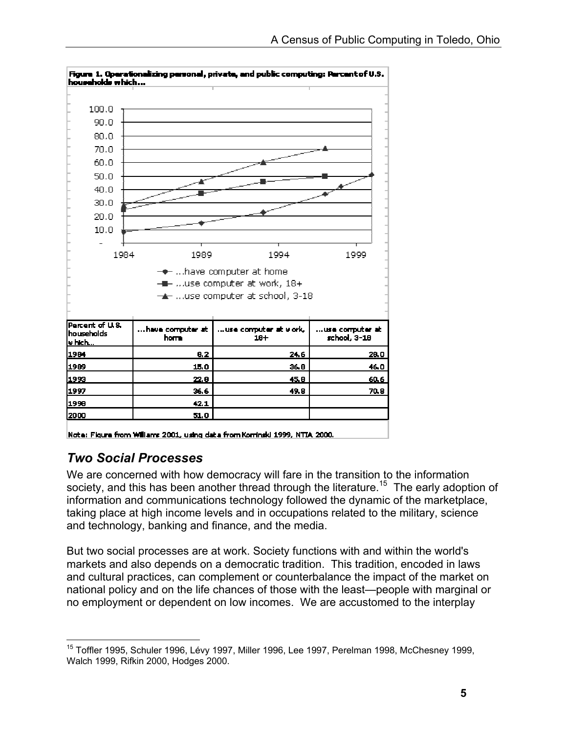**Figure 1. Operationalizing personal, private, and public computing: Percent of U.S. households which...**

| Percent of U.S. households which... | ...have computer at home | ...use computer at work, 18+ | ...use computer at school, 3-18 |
|---|---|---|---|
| 1984 | 8.2 | 24.6 | 28.0 |
| 1989 | 15.0 | 36.8 | 46.0 |
| 1993 | 22.8 | 45.8 | 60.6 |
| 1997 | 36.6 | 49.8 | 70.8 |
| 1998 | 42.1 | | |
| 2000 | 51.0 | | |

Note: Figure from Williams 2001, using data from Kominski 1999, NTIA 2000.

## *Two Social Processes*

We are concerned with how democracy will fare in the transition to the information society, and this has been another thread through the literature.[15] The early adoption of information and communications technology followed the dynamic of the marketplace, taking place at high income levels and in occupations related to the military, science and technology, banking and finance, and the media.

But two social processes are at work. Society functions with and within the world's markets and also depends on a democratic tradition. This tradition, encoded in laws and cultural practices, can complement or counterbalance the impact of the market on national policy and on the life chances of those with the least—people with marginal or no employment or dependent on low incomes. We are accustomed to the interplay

[15] Toffler 1995, Schuler 1996, Lévy 1997, Miller 1996, Lee 1997, Perelman 1998, McChesney 1999, Walch 1999, Rifkin 2000, Hodges 2000.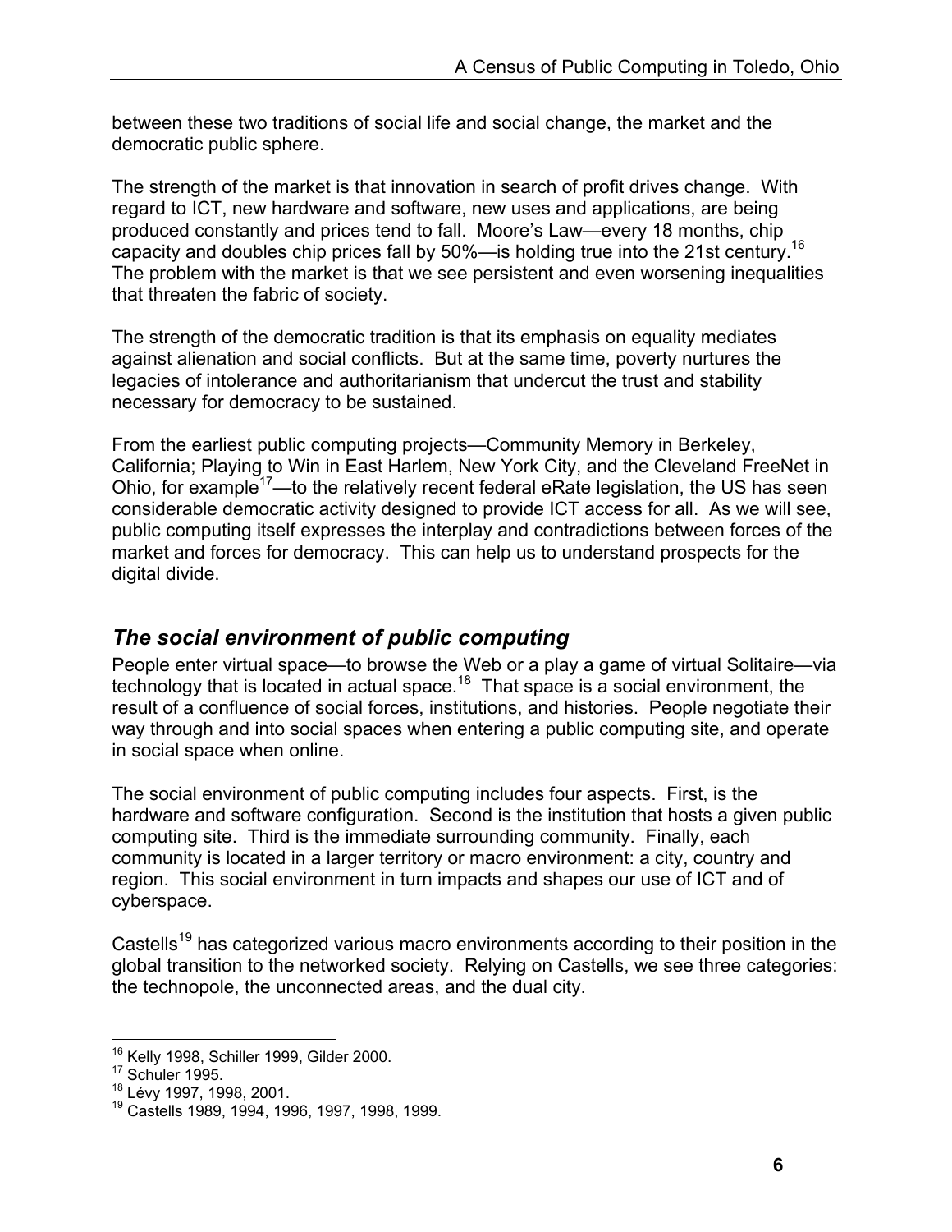between these two traditions of social life and social change, the market and the democratic public sphere.

The strength of the market is that innovation in search of profit drives change. With regard to ICT, new hardware and software, new uses and applications, are being produced constantly and prices tend to fall. Moore's Law—every 18 months, chip capacity and doubles chip prices fall by 50%—is holding true into the 21st century.[16] The problem with the market is that we see persistent and even worsening inequalities that threaten the fabric of society.

The strength of the democratic tradition is that its emphasis on equality mediates against alienation and social conflicts. But at the same time, poverty nurtures the legacies of intolerance and authoritarianism that undercut the trust and stability necessary for democracy to be sustained.

From the earliest public computing projects—Community Memory in Berkeley, California; Playing to Win in East Harlem, New York City, and the Cleveland FreeNet in Ohio, for example[17]—to the relatively recent federal eRate legislation, the US has seen considerable democratic activity designed to provide ICT access for all. As we will see, public computing itself expresses the interplay and contradictions between forces of the market and forces for democracy. This can help us to understand prospects for the digital divide.

## *The social environment of public computing*

People enter virtual space—to browse the Web or a play a game of virtual Solitaire—via technology that is located in actual space.[18] That space is a social environment, the result of a confluence of social forces, institutions, and histories. People negotiate their way through and into social spaces when entering a public computing site, and operate in social space when online.

The social environment of public computing includes four aspects. First, is the hardware and software configuration. Second is the institution that hosts a given public computing site. Third is the immediate surrounding community. Finally, each community is located in a larger territory or macro environment: a city, country and region. This social environment in turn impacts and shapes our use of ICT and of cyberspace.

Castells[19] has categorized various macro environments according to their position in the global transition to the networked society. Relying on Castells, we see three categories: the technopole, the unconnected areas, and the dual city.

---

[16] Kelly 1998, Schiller 1999, Gilder 2000.
[17] Schuler 1995.
[18] Lévy 1997, 1998, 2001.
[19] Castells 1989, 1994, 1996, 1997, 1998, 1999.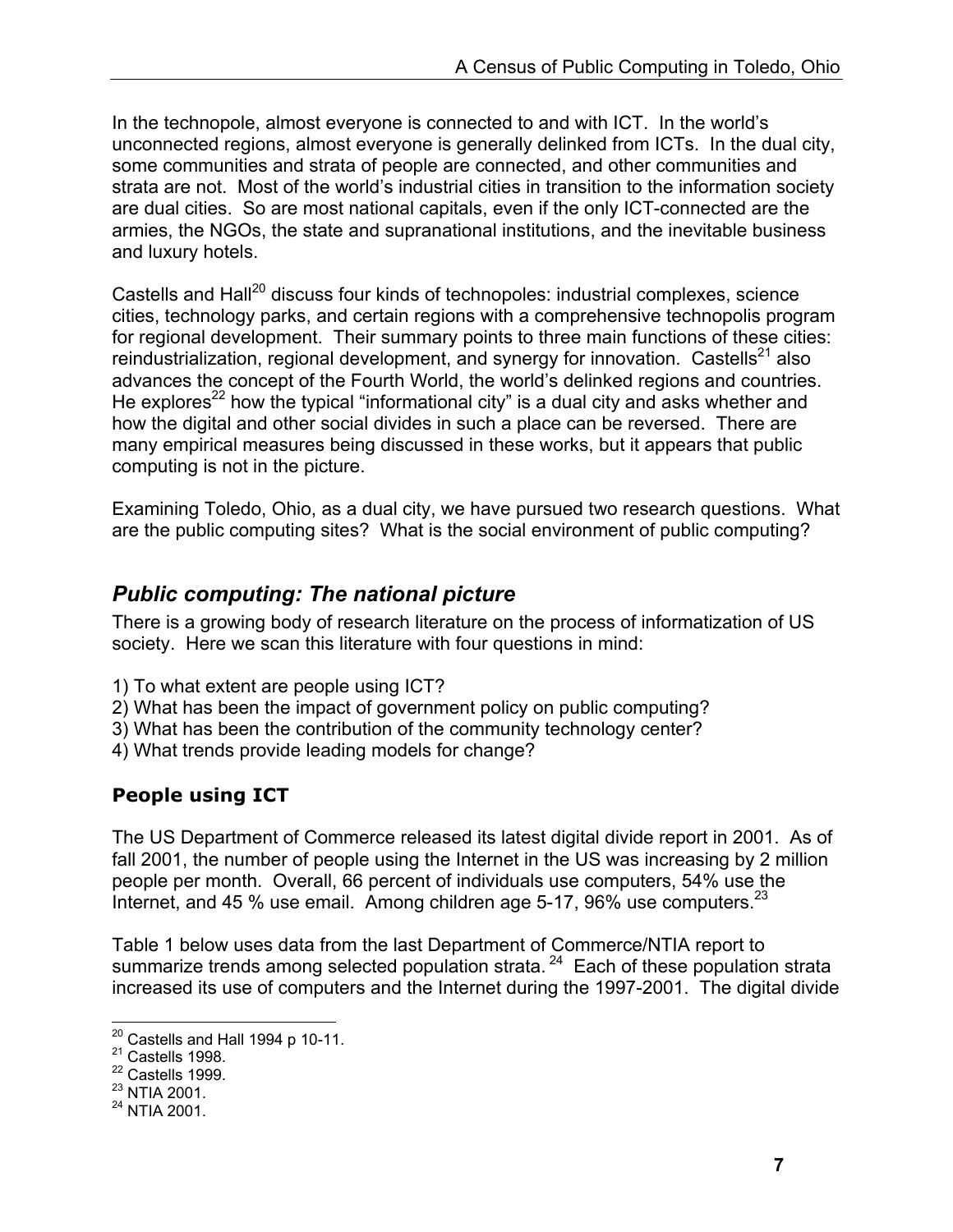In the technopole, almost everyone is connected to and with ICT. In the world's unconnected regions, almost everyone is generally delinked from ICTs. In the dual city, some communities and strata of people are connected, and other communities and strata are not. Most of the world's industrial cities in transition to the information society are dual cities. So are most national capitals, even if the only ICT-connected are the armies, the NGOs, the state and supranational institutions, and the inevitable business and luxury hotels.

Castells and Hall[20] discuss four kinds of technopoles: industrial complexes, science cities, technology parks, and certain regions with a comprehensive technopolis program for regional development. Their summary points to three main functions of these cities: reindustrialization, regional development, and synergy for innovation. Castells[21] also advances the concept of the Fourth World, the world's delinked regions and countries. He explores[22] how the typical "informational city" is a dual city and asks whether and how the digital and other social divides in such a place can be reversed. There are many empirical measures being discussed in these works, but it appears that public computing is not in the picture.

Examining Toledo, Ohio, as a dual city, we have pursued two research questions. What are the public computing sites? What is the social environment of public computing?

## *Public computing: The national picture*

There is a growing body of research literature on the process of informatization of US society. Here we scan this literature with four questions in mind:

1) To what extent are people using ICT?
2) What has been the impact of government policy on public computing?
3) What has been the contribution of the community technology center?
4) What trends provide leading models for change?

### **People using ICT**

The US Department of Commerce released its latest digital divide report in 2001. As of fall 2001, the number of people using the Internet in the US was increasing by 2 million people per month. Overall, 66 percent of individuals use computers, 54% use the Internet, and 45 % use email. Among children age 5-17, 96% use computers.[23]

Table 1 below uses data from the last Department of Commerce/NTIA report to summarize trends among selected population strata. [24] Each of these population strata increased its use of computers and the Internet during the 1997-2001. The digital divide

[20] Castells and Hall 1994 p 10-11.
[21] Castells 1998.
[22] Castells 1999.
[23] NTIA 2001.
[24] NTIA 2001.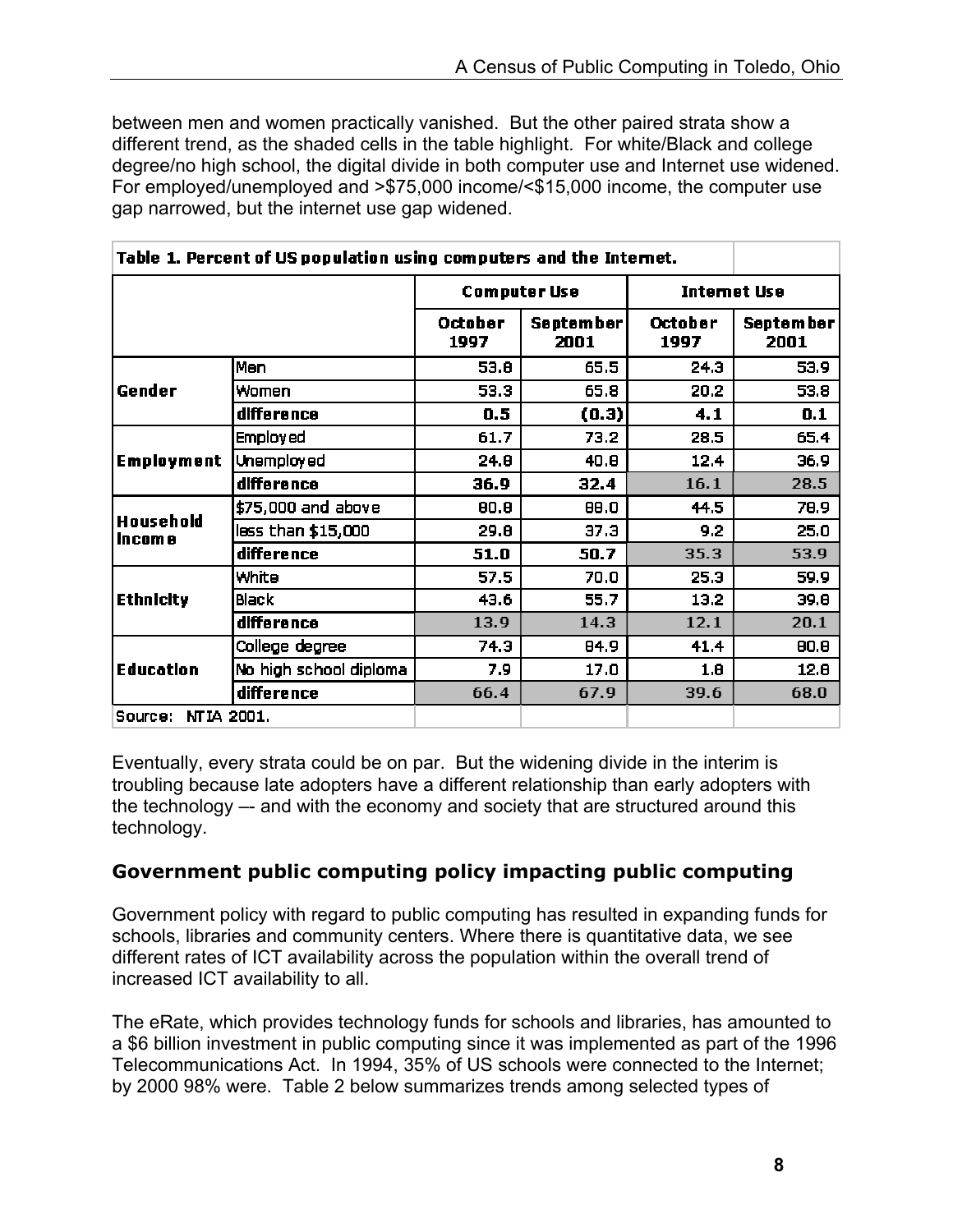between men and women practically vanished. But the other paired strata show a different trend, as the shaded cells in the table highlight. For white/Black and college degree/no high school, the digital divide in both computer use and Internet use widened. For employed/unemployed and >$75,000 income/<$15,000 income, the computer use gap narrowed, but the internet use gap widened.

**Table 1. Percent of US population using computers and the Internet.**

| | | Computer Use | | Internet Use | |
|---|---|---|---|---|---|
| | | October 1997 | September 2001 | October 1997 | September 2001 |
| Gender | Men | 53.8 | 65.5 | 24.3 | 53.9 |
| | Women | 53.3 | 65.8 | 20.2 | 53.8 |
| | difference | 0.5 | (0.3) | 4.1 | 0.1 |
| Employment | Employed | 61.7 | 73.2 | 28.5 | 65.4 |
| | Unemployed | 24.8 | 40.8 | 12.4 | 36.9 |
| | difference | 36.9 | 32.4 | 16.1 | 28.5 |
| Household Income | $75,000 and above | 80.8 | 88.0 | 44.5 | 78.9 |
| | less than $15,000 | 29.8 | 37.3 | 9.2 | 25.0 |
| | difference | 51.0 | 50.7 | 35.3 | 53.9 |
| Ethnicity | White | 57.5 | 70.0 | 25.3 | 59.9 |
| | Black | 43.6 | 55.7 | 13.2 | 39.8 |
| | difference | 13.9 | 14.3 | 12.1 | 20.1 |
| Education | College degree | 74.3 | 84.9 | 41.4 | 80.8 |
| | No high school diploma | 7.9 | 17.0 | 1.8 | 12.8 |
| | difference | 66.4 | 67.9 | 39.6 | 68.0 |

Source: NTIA 2001.

Eventually, every strata could be on par. But the widening divide in the interim is troubling because late adopters have a different relationship than early adopters with the technology –- and with the economy and society that are structured around this technology.

## Government public computing policy impacting public computing

Government policy with regard to public computing has resulted in expanding funds for schools, libraries and community centers. Where there is quantitative data, we see different rates of ICT availability across the population within the overall trend of increased ICT availability to all.

The eRate, which provides technology funds for schools and libraries, has amounted to a $6 billion investment in public computing since it was implemented as part of the 1996 Telecommunications Act. In 1994, 35% of US schools were connected to the Internet; by 2000 98% were. Table 2 below summarizes trends among selected types of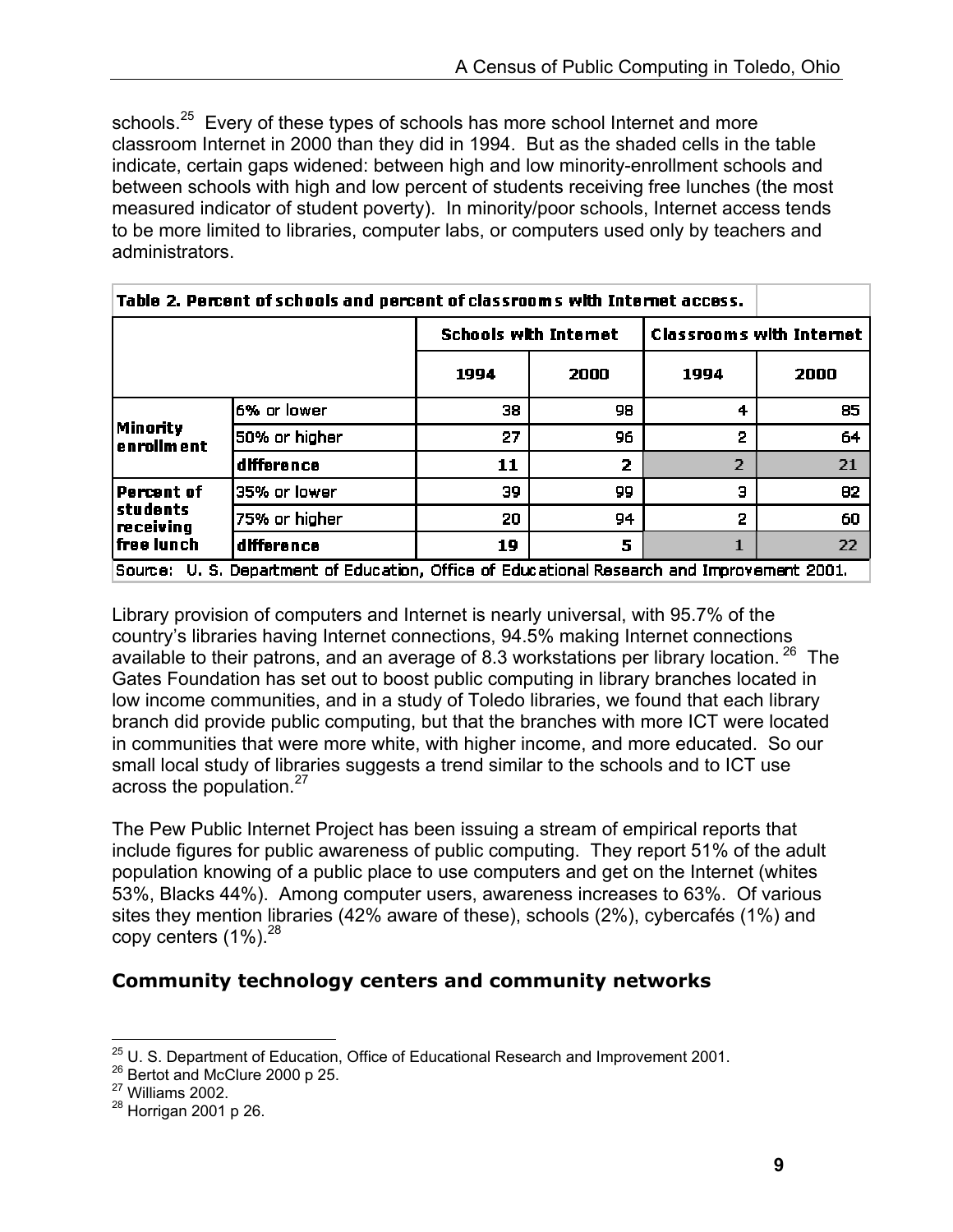schools.[25] Every of these types of schools has more school Internet and more classroom Internet in 2000 than they did in 1994. But as the shaded cells in the table indicate, certain gaps widened: between high and low minority-enrollment schools and between schools with high and low percent of students receiving free lunches (the most measured indicator of student poverty). In minority/poor schools, Internet access tends to be more limited to libraries, computer labs, or computers used only by teachers and administrators.

**Table 2. Percent of schools and percent of classrooms with Internet access.**

| | | Schools with Internet | | Classrooms with Internet | |
|---|---|---|---|---|---|
| | | 1994 | 2000 | 1994 | 2000 |
| Minority enrollment | 6% or lower | 38 | 98 | 4 | 85 |
| | 50% or higher | 27 | 96 | 2 | 64 |
| | **difference** | **11** | **2** | 2 | 21 |
| Percent of students receiving free lunch | 35% or lower | 39 | 99 | 3 | 82 |
| | 75% or higher | 20 | 94 | 2 | 60 |
| | **difference** | **19** | **5** | 1 | 22 |

Source: U. S. Department of Education, Office of Educational Research and Improvement 2001.

Library provision of computers and Internet is nearly universal, with 95.7% of the country's libraries having Internet connections, 94.5% making Internet connections available to their patrons, and an average of 8.3 workstations per library location.[26] The Gates Foundation has set out to boost public computing in library branches located in low income communities, and in a study of Toledo libraries, we found that each library branch did provide public computing, but that the branches with more ICT were located in communities that were more white, with higher income, and more educated. So our small local study of libraries suggests a trend similar to the schools and to ICT use across the population.[27]

The Pew Public Internet Project has been issuing a stream of empirical reports that include figures for public awareness of public computing. They report 51% of the adult population knowing of a public place to use computers and get on the Internet (whites 53%, Blacks 44%). Among computer users, awareness increases to 63%. Of various sites they mention libraries (42% aware of these), schools (2%), cybercafés (1%) and copy centers (1%).[28]

## Community technology centers and community networks

[25] U. S. Department of Education, Office of Educational Research and Improvement 2001.
[26] Bertot and McClure 2000 p 25.
[27] Williams 2002.
[28] Horrigan 2001 p 26.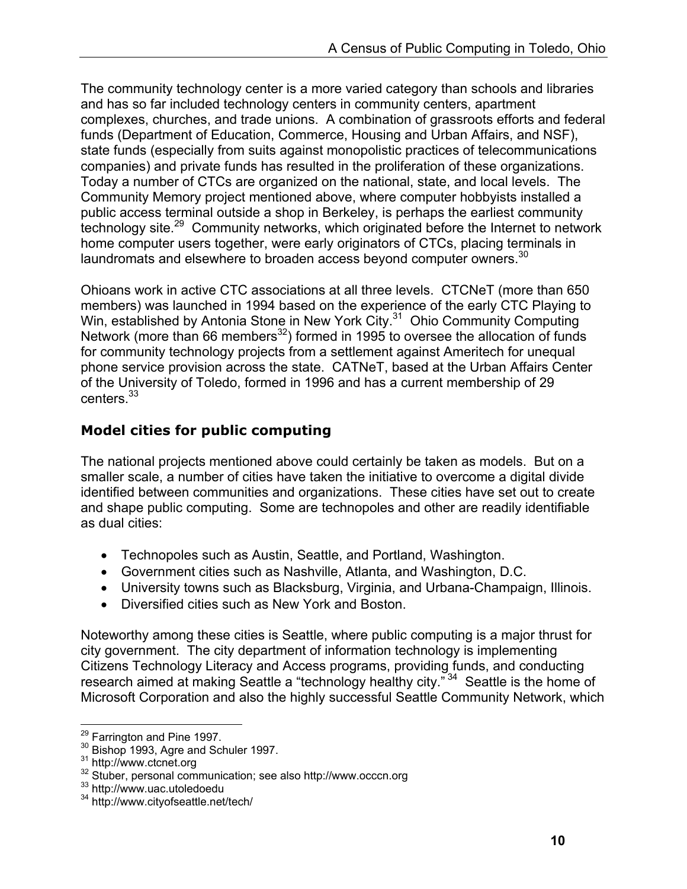The community technology center is a more varied category than schools and libraries and has so far included technology centers in community centers, apartment complexes, churches, and trade unions. A combination of grassroots efforts and federal funds (Department of Education, Commerce, Housing and Urban Affairs, and NSF), state funds (especially from suits against monopolistic practices of telecommunications companies) and private funds has resulted in the proliferation of these organizations. Today a number of CTCs are organized on the national, state, and local levels. The Community Memory project mentioned above, where computer hobbyists installed a public access terminal outside a shop in Berkeley, is perhaps the earliest community technology site.[29] Community networks, which originated before the Internet to network home computer users together, were early originators of CTCs, placing terminals in laundromats and elsewhere to broaden access beyond computer owners.[30]

Ohioans work in active CTC associations at all three levels. CTCNeT (more than 650 members) was launched in 1994 based on the experience of the early CTC Playing to Win, established by Antonia Stone in New York City.[31] Ohio Community Computing Network (more than 66 members[32]) formed in 1995 to oversee the allocation of funds for community technology projects from a settlement against Ameritech for unequal phone service provision across the state. CATNeT, based at the Urban Affairs Center of the University of Toledo, formed in 1996 and has a current membership of 29 centers.[33]

## Model cities for public computing

The national projects mentioned above could certainly be taken as models. But on a smaller scale, a number of cities have taken the initiative to overcome a digital divide identified between communities and organizations. These cities have set out to create and shape public computing. Some are technopoles and other are readily identifiable as dual cities:

- Technopoles such as Austin, Seattle, and Portland, Washington.
- Government cities such as Nashville, Atlanta, and Washington, D.C.
- University towns such as Blacksburg, Virginia, and Urbana-Champaign, Illinois.
- Diversified cities such as New York and Boston.

Noteworthy among these cities is Seattle, where public computing is a major thrust for city government. The city department of information technology is implementing Citizens Technology Literacy and Access programs, providing funds, and conducting research aimed at making Seattle a "technology healthy city."[34] Seattle is the home of Microsoft Corporation and also the highly successful Seattle Community Network, which

---

[29] Farrington and Pine 1997.

[30] Bishop 1993, Agre and Schuler 1997.

[31] http://www.ctcnet.org

[32] Stuber, personal communication; see also http://www.occcn.org

[33] http://www.uac.utoledoedu

[34] http://www.cityofseattle.net/tech/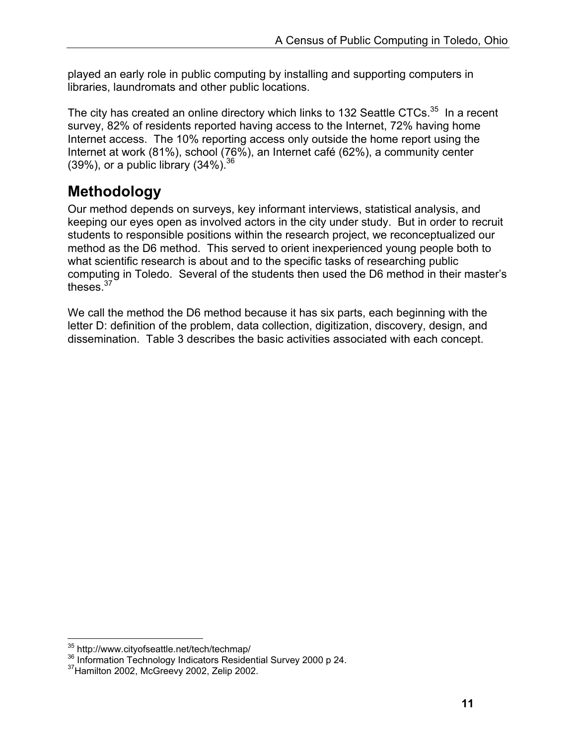played an early role in public computing by installing and supporting computers in libraries, laundromats and other public locations.

The city has created an online directory which links to 132 Seattle CTCs.[35] In a recent survey, 82% of residents reported having access to the Internet, 72% having home Internet access. The 10% reporting access only outside the home report using the Internet at work (81%), school (76%), an Internet café (62%), a community center (39%), or a public library (34%).[36]

## Methodology

Our method depends on surveys, key informant interviews, statistical analysis, and keeping our eyes open as involved actors in the city under study. But in order to recruit students to responsible positions within the research project, we reconceptualized our method as the D6 method. This served to orient inexperienced young people both to what scientific research is about and to the specific tasks of researching public computing in Toledo. Several of the students then used the D6 method in their master's theses.[37]

We call the method the D6 method because it has six parts, each beginning with the letter D: definition of the problem, data collection, digitization, discovery, design, and dissemination. Table 3 describes the basic activities associated with each concept.

---

[35] http://www.cityofseattle.net/tech/techmap/

[36] Information Technology Indicators Residential Survey 2000 p 24.

[37] Hamilton 2002, McGreevy 2002, Zelip 2002.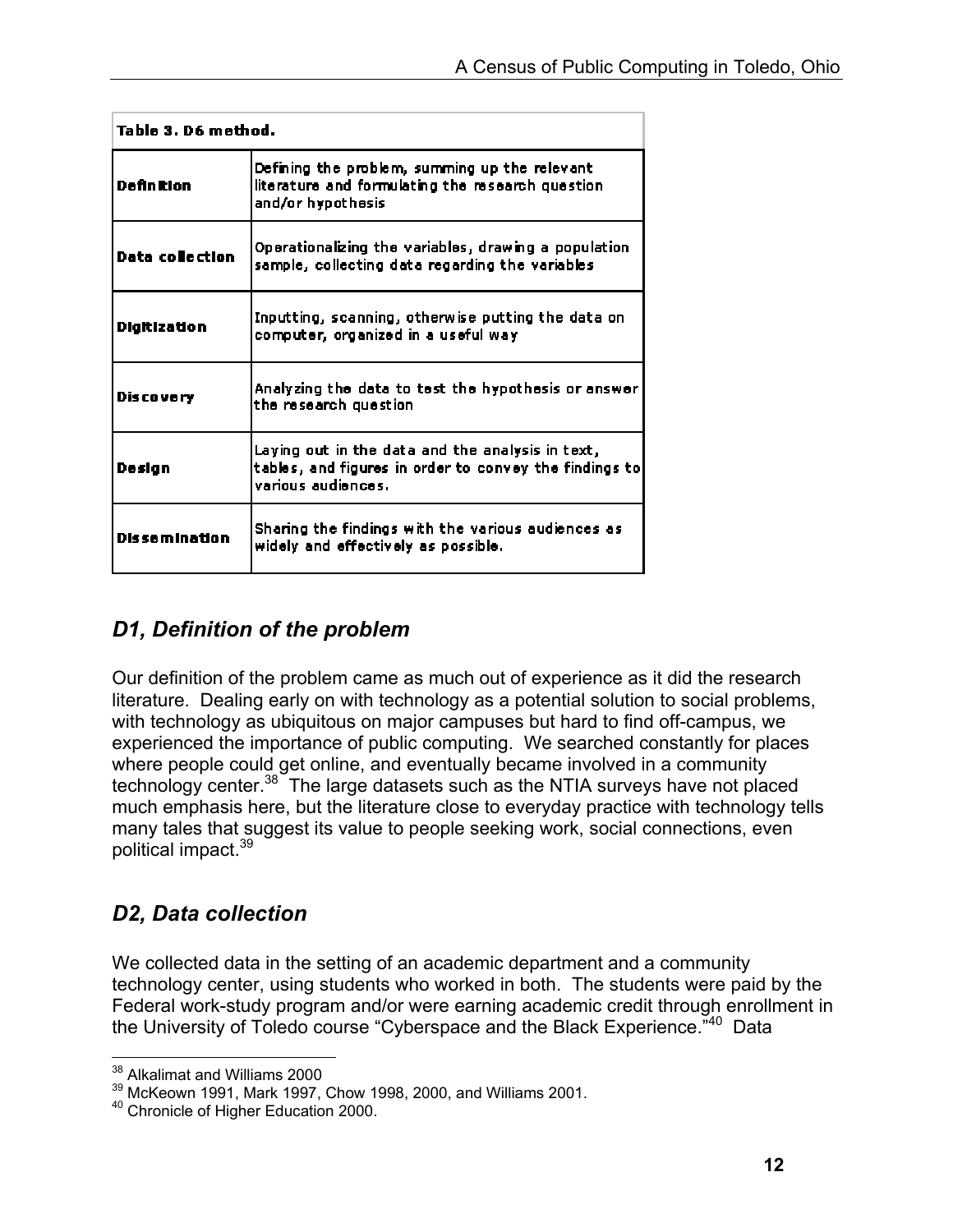| Table 3. D6 method. | |
|---|---|
| **Definition** | Defining the problem, summing up the relevant literature and formulating the research question and/or hypothesis |
| **Data collection** | Operationalizing the variables, drawing a population sample, collecting data regarding the variables |
| **Digitization** | Inputting, scanning, otherwise putting the data on computer, organized in a useful way |
| **Discovery** | Analyzing the data to test the hypothesis or answer the research question |
| **Design** | Laying out in the data and the analysis in text, tables, and figures in order to convey the findings to various audiences. |
| **Dissemination** | Sharing the findings with the various audiences as widely and effectively as possible. |

## *D1, Definition of the problem*

Our definition of the problem came as much out of experience as it did the research literature. Dealing early on with technology as a potential solution to social problems, with technology as ubiquitous on major campuses but hard to find off-campus, we experienced the importance of public computing. We searched constantly for places where people could get online, and eventually became involved in a community technology center.[38] The large datasets such as the NTIA surveys have not placed much emphasis here, but the literature close to everyday practice with technology tells many tales that suggest its value to people seeking work, social connections, even political impact.[39]

## *D2, Data collection*

We collected data in the setting of an academic department and a community technology center, using students who worked in both. The students were paid by the Federal work-study program and/or were earning academic credit through enrollment in the University of Toledo course "Cyberspace and the Black Experience."[40] Data

---

[38] Alkalimat and Williams 2000

[39] McKeown 1991, Mark 1997, Chow 1998, 2000, and Williams 2001.

[40] Chronicle of Higher Education 2000.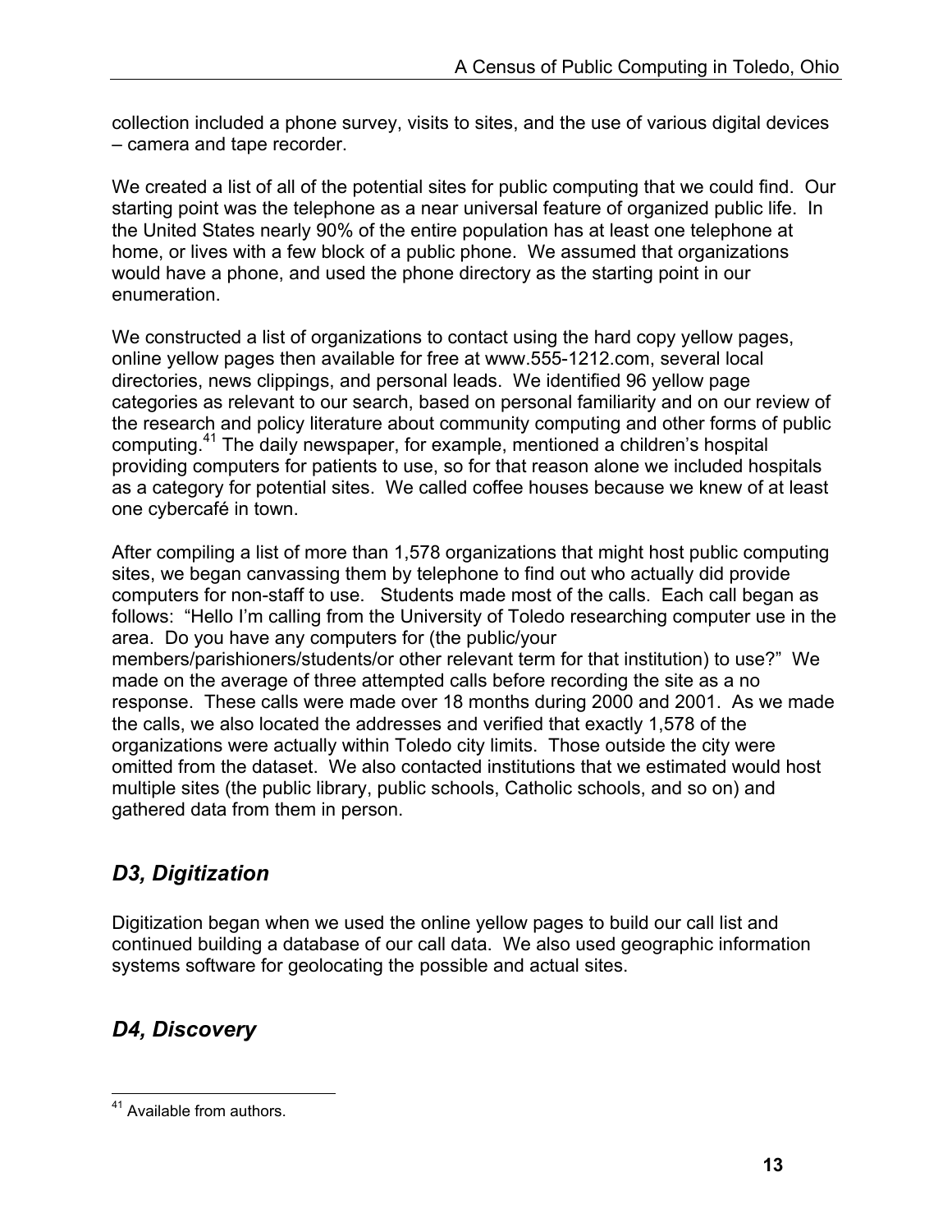collection included a phone survey, visits to sites, and the use of various digital devices – camera and tape recorder.

We created a list of all of the potential sites for public computing that we could find. Our starting point was the telephone as a near universal feature of organized public life. In the United States nearly 90% of the entire population has at least one telephone at home, or lives with a few block of a public phone. We assumed that organizations would have a phone, and used the phone directory as the starting point in our enumeration.

We constructed a list of organizations to contact using the hard copy yellow pages, online yellow pages then available for free at www.555-1212.com, several local directories, news clippings, and personal leads. We identified 96 yellow page categories as relevant to our search, based on personal familiarity and on our review of the research and policy literature about community computing and other forms of public computing.[41] The daily newspaper, for example, mentioned a children's hospital providing computers for patients to use, so for that reason alone we included hospitals as a category for potential sites. We called coffee houses because we knew of at least one cybercafé in town.

After compiling a list of more than 1,578 organizations that might host public computing sites, we began canvassing them by telephone to find out who actually did provide computers for non-staff to use. Students made most of the calls. Each call began as follows: "Hello I'm calling from the University of Toledo researching computer use in the area. Do you have any computers for (the public/your members/parishioners/students/or other relevant term for that institution) to use?" We made on the average of three attempted calls before recording the site as a no response. These calls were made over 18 months during 2000 and 2001. As we made the calls, we also located the addresses and verified that exactly 1,578 of the organizations were actually within Toledo city limits. Those outside the city were omitted from the dataset. We also contacted institutions that we estimated would host multiple sites (the public library, public schools, Catholic schools, and so on) and gathered data from them in person.

## *D3, Digitization*

Digitization began when we used the online yellow pages to build our call list and continued building a database of our call data. We also used geographic information systems software for geolocating the possible and actual sites.

## *D4, Discovery*

[41] Available from authors.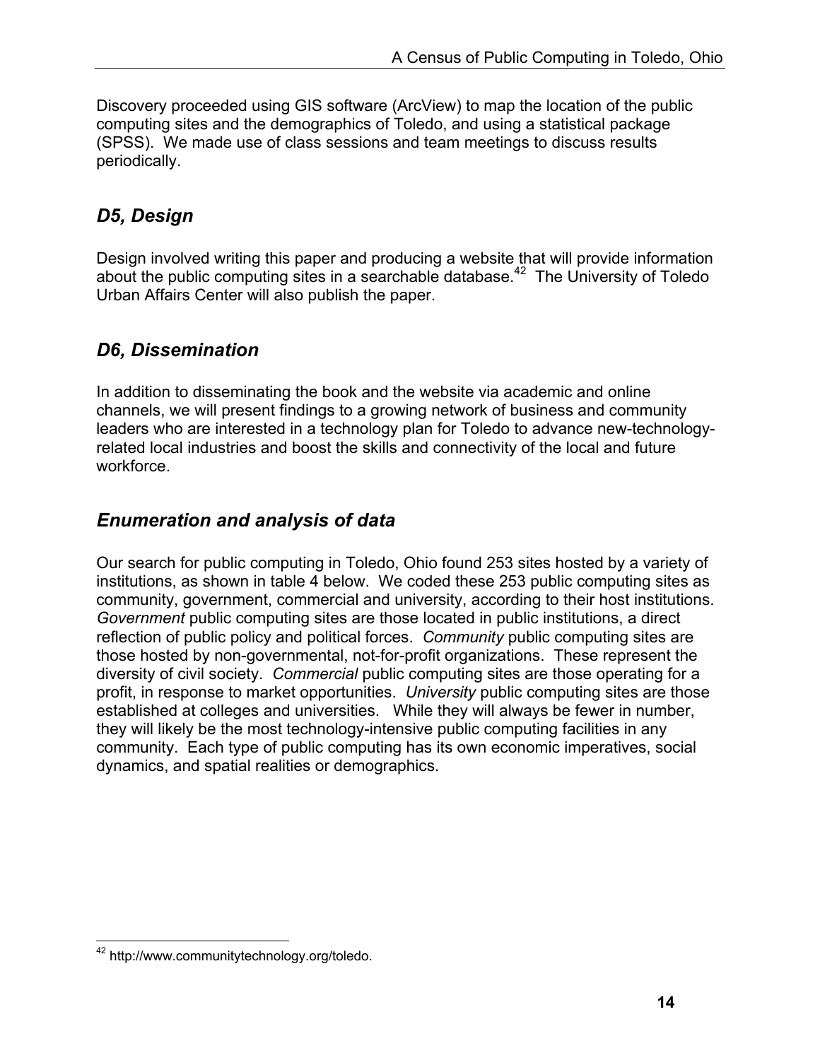Discovery proceeded using GIS software (ArcView) to map the location of the public computing sites and the demographics of Toledo, and using a statistical package (SPSS). We made use of class sessions and team meetings to discuss results periodically.

## *D5, Design*

Design involved writing this paper and producing a website that will provide information about the public computing sites in a searchable database.[42] The University of Toledo Urban Affairs Center will also publish the paper.

## *D6, Dissemination*

In addition to disseminating the book and the website via academic and online channels, we will present findings to a growing network of business and community leaders who are interested in a technology plan for Toledo to advance new-technology-related local industries and boost the skills and connectivity of the local and future workforce.

## *Enumeration and analysis of data*

Our search for public computing in Toledo, Ohio found 253 sites hosted by a variety of institutions, as shown in table 4 below. We coded these 253 public computing sites as community, government, commercial and university, according to their host institutions. *Government* public computing sites are those located in public institutions, a direct reflection of public policy and political forces. *Community* public computing sites are those hosted by non-governmental, not-for-profit organizations. These represent the diversity of civil society. *Commercial* public computing sites are those operating for a profit, in response to market opportunities. *University* public computing sites are those established at colleges and universities. While they will always be fewer in number, they will likely be the most technology-intensive public computing facilities in any community. Each type of public computing has its own economic imperatives, social dynamics, and spatial realities or demographics.

---

[42] http://www.communitytechnology.org/toledo.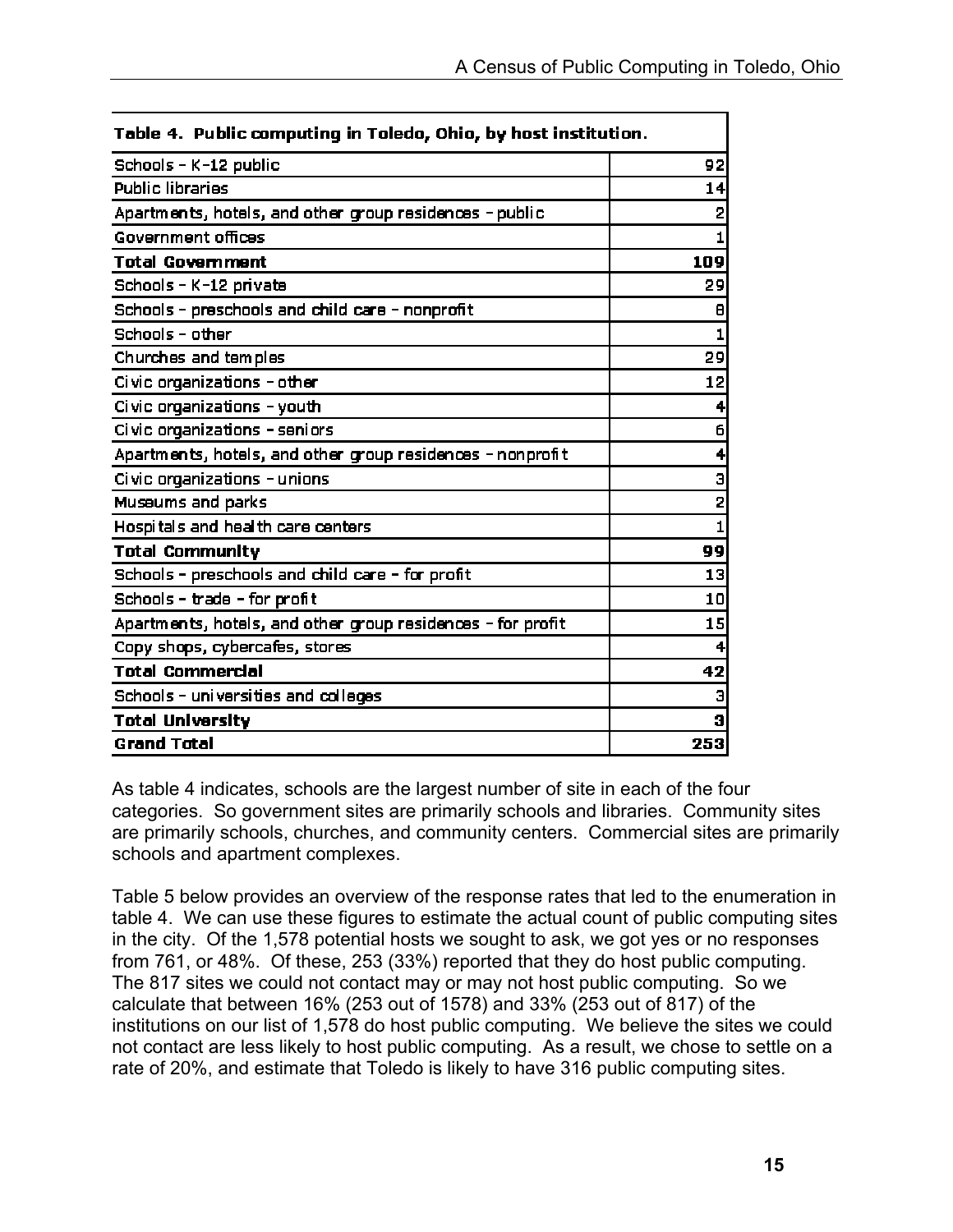| Table 4. Public computing in Toledo, Ohio, by host institution. | |
|---|---|
| Schools - K-12 public | 92 |
| Public libraries | 14 |
| Apartments, hotels, and other group residences - public | 2 |
| Government offices | 1 |
| **Total Government** | **109** |
| Schools - K-12 private | 29 |
| Schools - preschools and child care - nonprofit | 8 |
| Schools - other | 1 |
| Churches and temples | 29 |
| Civic organizations - other | 12 |
| Civic organizations - youth | 4 |
| Civic organizations - seniors | 6 |
| Apartments, hotels, and other group residences - nonprofit | 4 |
| Civic organizations - unions | 3 |
| Museums and parks | 2 |
| Hospitals and health care centers | 1 |
| **Total Community** | **99** |
| Schools - preschools and child care - for profit | 13 |
| Schools - trade - for profit | 10 |
| Apartments, hotels, and other group residences - for profit | 15 |
| Copy shops, cybercafes, stores | 4 |
| **Total Commercial** | **42** |
| Schools - universities and colleges | 3 |
| **Total University** | **3** |
| **Grand Total** | **253** |

As table 4 indicates, schools are the largest number of site in each of the four categories. So government sites are primarily schools and libraries. Community sites are primarily schools, churches, and community centers. Commercial sites are primarily schools and apartment complexes.

Table 5 below provides an overview of the response rates that led to the enumeration in table 4. We can use these figures to estimate the actual count of public computing sites in the city. Of the 1,578 potential hosts we sought to ask, we got yes or no responses from 761, or 48%. Of these, 253 (33%) reported that they do host public computing. The 817 sites we could not contact may or may not host public computing. So we calculate that between 16% (253 out of 1578) and 33% (253 out of 817) of the institutions on our list of 1,578 do host public computing. We believe the sites we could not contact are less likely to host public computing. As a result, we chose to settle on a rate of 20%, and estimate that Toledo is likely to have 316 public computing sites.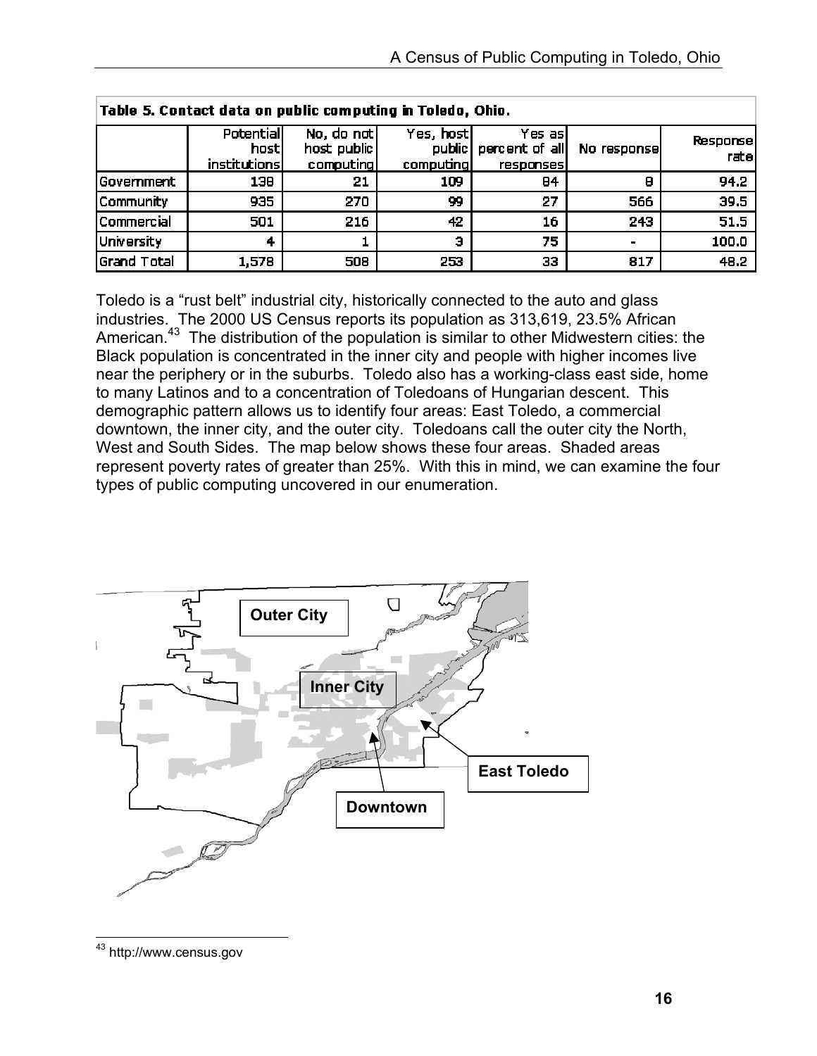**Table 5. Contact data on public computing in Toledo, Ohio.**

| | Potential host institutions | No, do not host public computing | Yes, host public computing | Yes as percent of all responses | No response | Response rate |
|---|---|---|---|---|---|---|
| Government | 138 | 21 | 109 | 84 | 8 | 94.2 |
| Community | 935 | 270 | 99 | 27 | 566 | 39.5 |
| Commercial | 501 | 216 | 42 | 16 | 243 | 51.5 |
| University | 4 | 1 | 3 | 75 | - | 100.0 |
| Grand Total | 1,578 | 508 | 253 | 33 | 817 | 48.2 |

Toledo is a "rust belt" industrial city, historically connected to the auto and glass industries. The 2000 US Census reports its population as 313,619, 23.5% African American.[43] The distribution of the population is similar to other Midwestern cities: the Black population is concentrated in the inner city and people with higher incomes live near the periphery or in the suburbs. Toledo also has a working-class east side, home to many Latinos and to a concentration of Toledoans of Hungarian descent. This demographic pattern allows us to identify four areas: East Toledo, a commercial downtown, the inner city, and the outer city. Toledoans call the outer city the North, West and South Sides. The map below shows these four areas. Shaded areas represent poverty rates of greater than 25%. With this in mind, we can examine the four types of public computing uncovered in our enumeration.

Outer City

Inner City

East Toledo

Downtown

---

[43] http://www.census.gov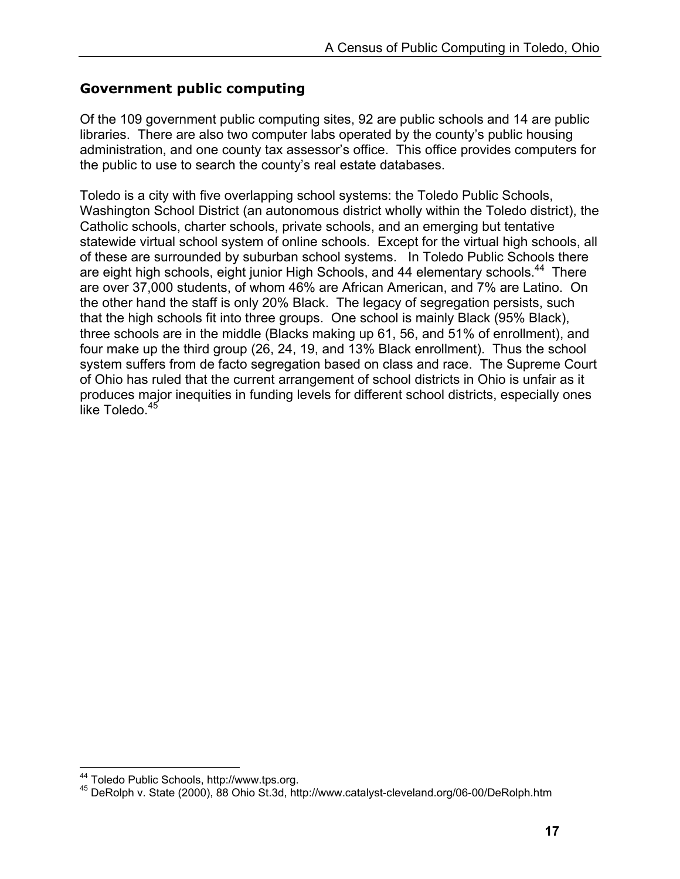### Government public computing

Of the 109 government public computing sites, 92 are public schools and 14 are public libraries. There are also two computer labs operated by the county's public housing administration, and one county tax assessor's office. This office provides computers for the public to use to search the county's real estate databases.

Toledo is a city with five overlapping school systems: the Toledo Public Schools, Washington School District (an autonomous district wholly within the Toledo district), the Catholic schools, charter schools, private schools, and an emerging but tentative statewide virtual school system of online schools. Except for the virtual high schools, all of these are surrounded by suburban school systems. In Toledo Public Schools there are eight high schools, eight junior High Schools, and 44 elementary schools.[44] There are over 37,000 students, of whom 46% are African American, and 7% are Latino. On the other hand the staff is only 20% Black. The legacy of segregation persists, such that the high schools fit into three groups. One school is mainly Black (95% Black), three schools are in the middle (Blacks making up 61, 56, and 51% of enrollment), and four make up the third group (26, 24, 19, and 13% Black enrollment). Thus the school system suffers from de facto segregation based on class and race. The Supreme Court of Ohio has ruled that the current arrangement of school districts in Ohio is unfair as it produces major inequities in funding levels for different school districts, especially ones like Toledo.[45]

---

[44] Toledo Public Schools, http://www.tps.org.

[45] DeRolph v. State (2000), 88 Ohio St.3d, http://www.catalyst-cleveland.org/06-00/DeRolph.htm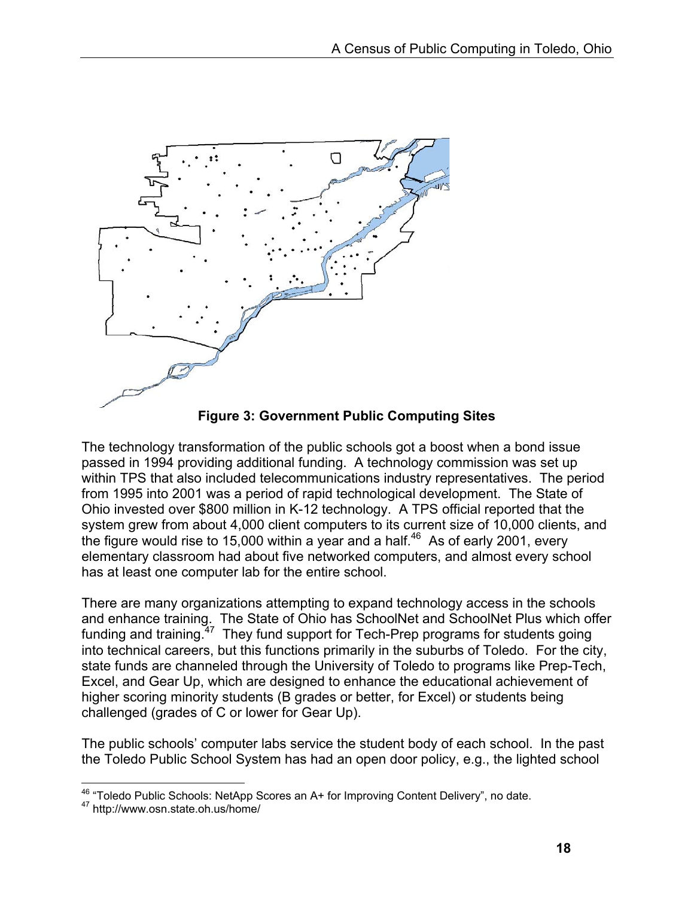**Figure 3: Government Public Computing Sites**

The technology transformation of the public schools got a boost when a bond issue passed in 1994 providing additional funding. A technology commission was set up within TPS that also included telecommunications industry representatives. The period from 1995 into 2001 was a period of rapid technological development. The State of Ohio invested over $800 million in K-12 technology. A TPS official reported that the system grew from about 4,000 client computers to its current size of 10,000 clients, and the figure would rise to 15,000 within a year and a half.[46] As of early 2001, every elementary classroom had about five networked computers, and almost every school has at least one computer lab for the entire school.

There are many organizations attempting to expand technology access in the schools and enhance training. The State of Ohio has SchoolNet and SchoolNet Plus which offer funding and training.[47] They fund support for Tech-Prep programs for students going into technical careers, but this functions primarily in the suburbs of Toledo. For the city, state funds are channeled through the University of Toledo to programs like Prep-Tech, Excel, and Gear Up, which are designed to enhance the educational achievement of higher scoring minority students (B grades or better, for Excel) or students being challenged (grades of C or lower for Gear Up).

The public schools' computer labs service the student body of each school. In the past the Toledo Public School System has had an open door policy, e.g., the lighted school

---

[46] "Toledo Public Schools: NetApp Scores an A+ for Improving Content Delivery", no date.

[47] http://www.osn.state.oh.us/home/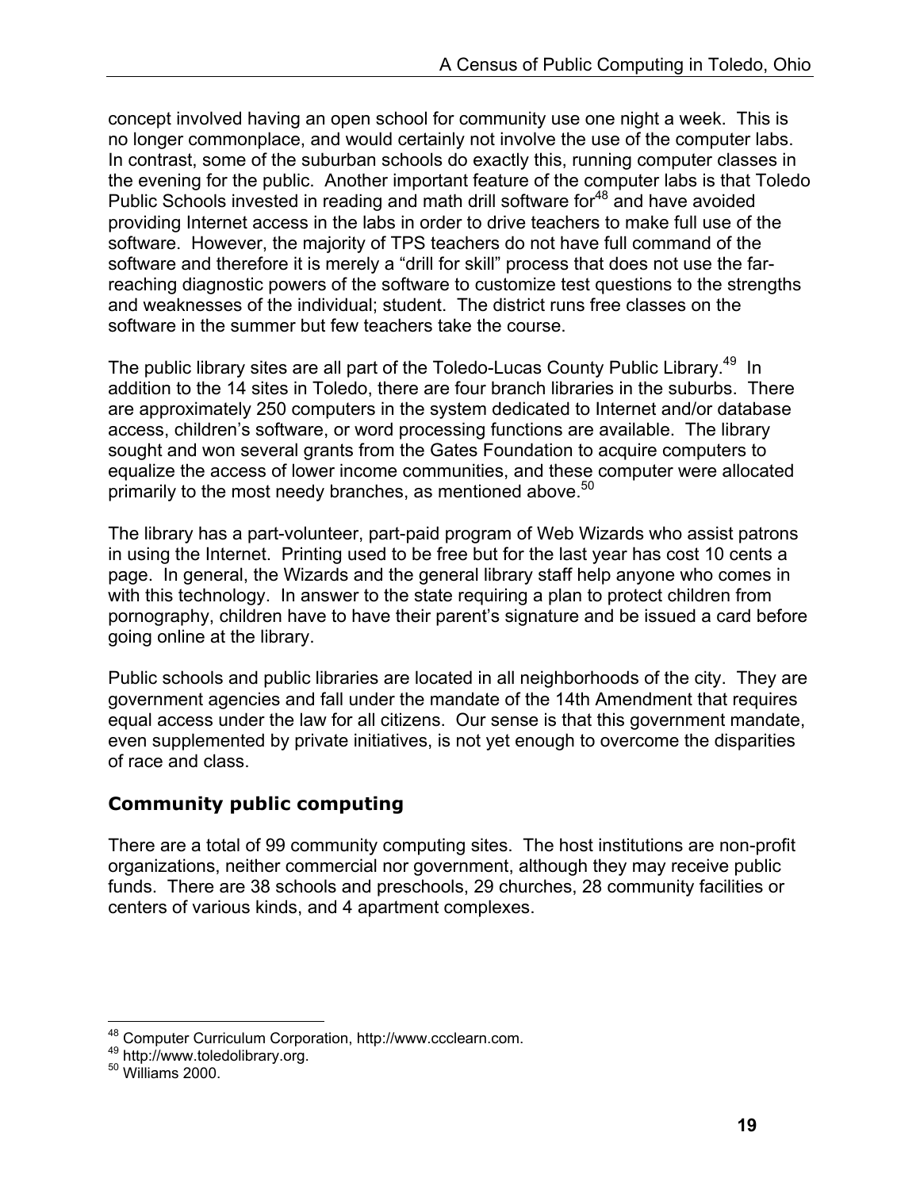concept involved having an open school for community use one night a week. This is no longer commonplace, and would certainly not involve the use of the computer labs. In contrast, some of the suburban schools do exactly this, running computer classes in the evening for the public. Another important feature of the computer labs is that Toledo Public Schools invested in reading and math drill software for[48] and have avoided providing Internet access in the labs in order to drive teachers to make full use of the software. However, the majority of TPS teachers do not have full command of the software and therefore it is merely a "drill for skill" process that does not use the far-reaching diagnostic powers of the software to customize test questions to the strengths and weaknesses of the individual; student. The district runs free classes on the software in the summer but few teachers take the course.

The public library sites are all part of the Toledo-Lucas County Public Library.[49] In addition to the 14 sites in Toledo, there are four branch libraries in the suburbs. There are approximately 250 computers in the system dedicated to Internet and/or database access, children's software, or word processing functions are available. The library sought and won several grants from the Gates Foundation to acquire computers to equalize the access of lower income communities, and these computer were allocated primarily to the most needy branches, as mentioned above.[50]

The library has a part-volunteer, part-paid program of Web Wizards who assist patrons in using the Internet. Printing used to be free but for the last year has cost 10 cents a page. In general, the Wizards and the general library staff help anyone who comes in with this technology. In answer to the state requiring a plan to protect children from pornography, children have to have their parent's signature and be issued a card before going online at the library.

Public schools and public libraries are located in all neighborhoods of the city. They are government agencies and fall under the mandate of the 14th Amendment that requires equal access under the law for all citizens. Our sense is that this government mandate, even supplemented by private initiatives, is not yet enough to overcome the disparities of race and class.

### Community public computing

There are a total of 99 community computing sites. The host institutions are non-profit organizations, neither commercial nor government, although they may receive public funds. There are 38 schools and preschools, 29 churches, 28 community facilities or centers of various kinds, and 4 apartment complexes.

---

[48] Computer Curriculum Corporation, http://www.ccclearn.com.

[49] http://www.toledolibrary.org.

[50] Williams 2000.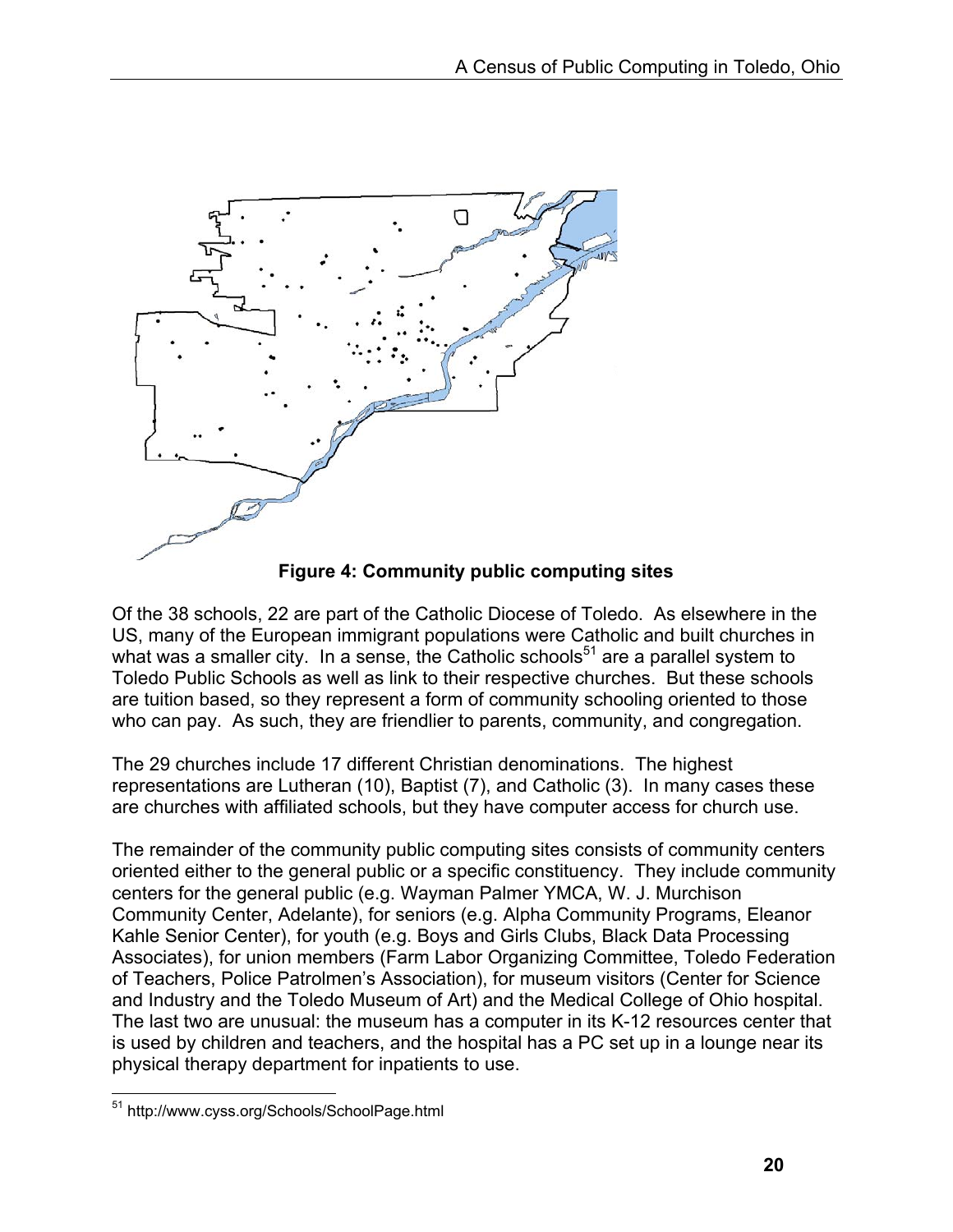**Figure 4: Community public computing sites**

Of the 38 schools, 22 are part of the Catholic Diocese of Toledo. As elsewhere in the US, many of the European immigrant populations were Catholic and built churches in what was a smaller city. In a sense, the Catholic schools[51] are a parallel system to Toledo Public Schools as well as link to their respective churches. But these schools are tuition based, so they represent a form of community schooling oriented to those who can pay. As such, they are friendlier to parents, community, and congregation.

The 29 churches include 17 different Christian denominations. The highest representations are Lutheran (10), Baptist (7), and Catholic (3). In many cases these are churches with affiliated schools, but they have computer access for church use.

The remainder of the community public computing sites consists of community centers oriented either to the general public or a specific constituency. They include community centers for the general public (e.g. Wayman Palmer YMCA, W. J. Murchison Community Center, Adelante), for seniors (e.g. Alpha Community Programs, Eleanor Kahle Senior Center), for youth (e.g. Boys and Girls Clubs, Black Data Processing Associates), for union members (Farm Labor Organizing Committee, Toledo Federation of Teachers, Police Patrolmen's Association), for museum visitors (Center for Science and Industry and the Toledo Museum of Art) and the Medical College of Ohio hospital. The last two are unusual: the museum has a computer in its K-12 resources center that is used by children and teachers, and the hospital has a PC set up in a lounge near its physical therapy department for inpatients to use.

[51] http://www.cyss.org/Schools/SchoolPage.html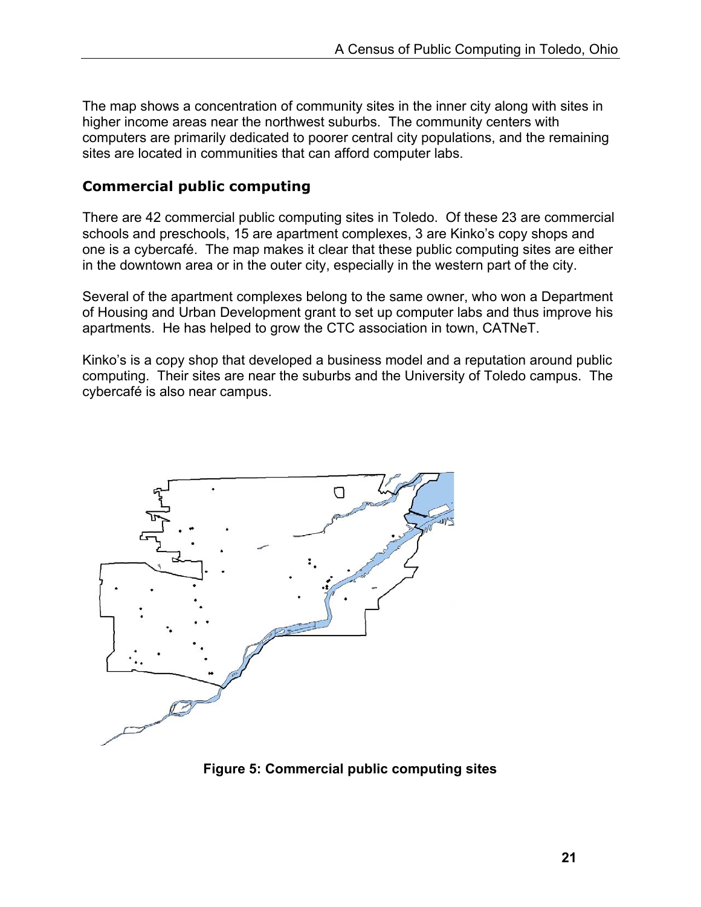The map shows a concentration of community sites in the inner city along with sites in higher income areas near the northwest suburbs. The community centers with computers are primarily dedicated to poorer central city populations, and the remaining sites are located in communities that can afford computer labs.

### Commercial public computing

There are 42 commercial public computing sites in Toledo. Of these 23 are commercial schools and preschools, 15 are apartment complexes, 3 are Kinko's copy shops and one is a cybercafé. The map makes it clear that these public computing sites are either in the downtown area or in the outer city, especially in the western part of the city.

Several of the apartment complexes belong to the same owner, who won a Department of Housing and Urban Development grant to set up computer labs and thus improve his apartments. He has helped to grow the CTC association in town, CATNeT.

Kinko's is a copy shop that developed a business model and a reputation around public computing. Their sites are near the suburbs and the University of Toledo campus. The cybercafé is also near campus.

**Figure 5: Commercial public computing sites**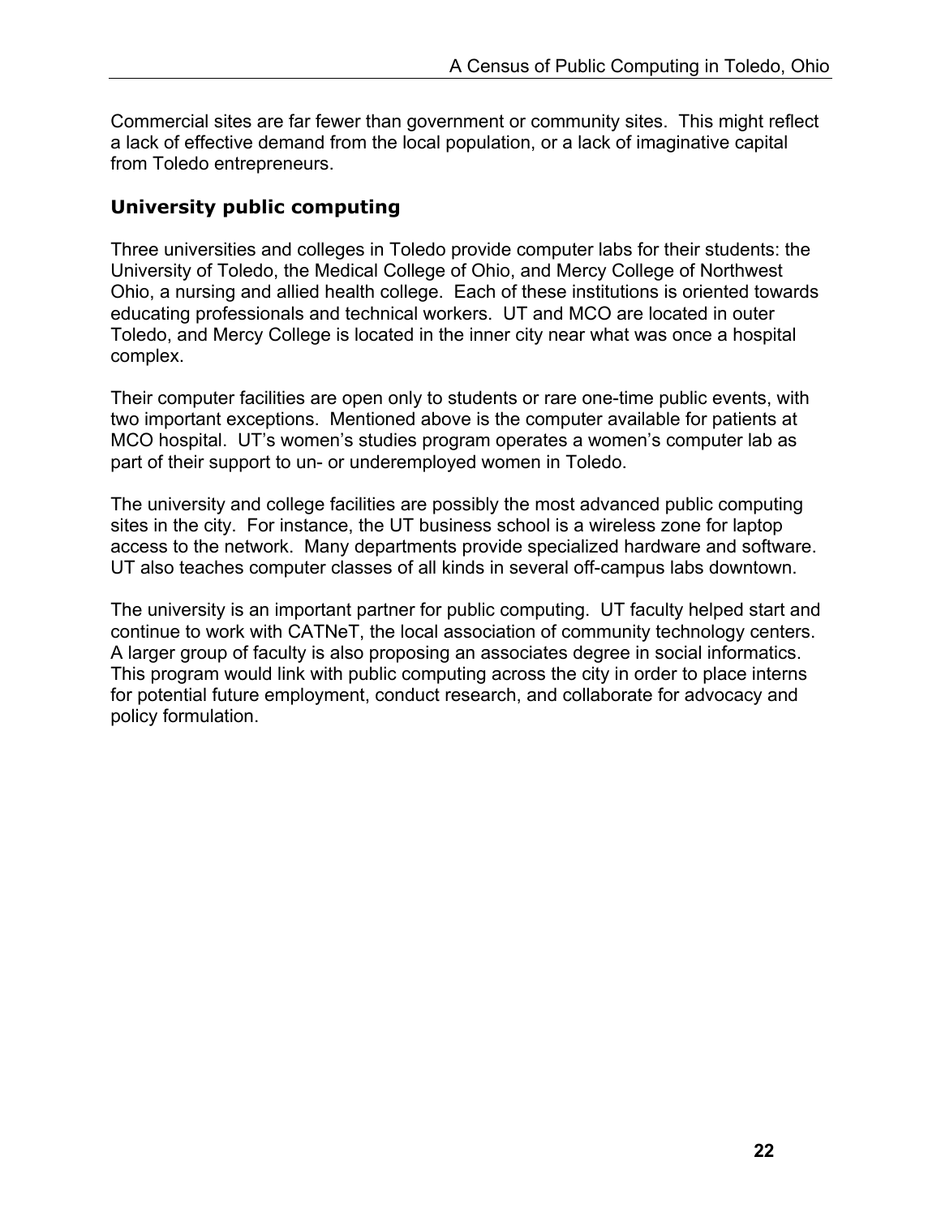Commercial sites are far fewer than government or community sites. This might reflect a lack of effective demand from the local population, or a lack of imaginative capital from Toledo entrepreneurs.

### University public computing

Three universities and colleges in Toledo provide computer labs for their students: the University of Toledo, the Medical College of Ohio, and Mercy College of Northwest Ohio, a nursing and allied health college. Each of these institutions is oriented towards educating professionals and technical workers. UT and MCO are located in outer Toledo, and Mercy College is located in the inner city near what was once a hospital complex.

Their computer facilities are open only to students or rare one-time public events, with two important exceptions. Mentioned above is the computer available for patients at MCO hospital. UT's women's studies program operates a women's computer lab as part of their support to un- or underemployed women in Toledo.

The university and college facilities are possibly the most advanced public computing sites in the city. For instance, the UT business school is a wireless zone for laptop access to the network. Many departments provide specialized hardware and software. UT also teaches computer classes of all kinds in several off-campus labs downtown.

The university is an important partner for public computing. UT faculty helped start and continue to work with CATNeT, the local association of community technology centers. A larger group of faculty is also proposing an associates degree in social informatics. This program would link with public computing across the city in order to place interns for potential future employment, conduct research, and collaborate for advocacy and policy formulation.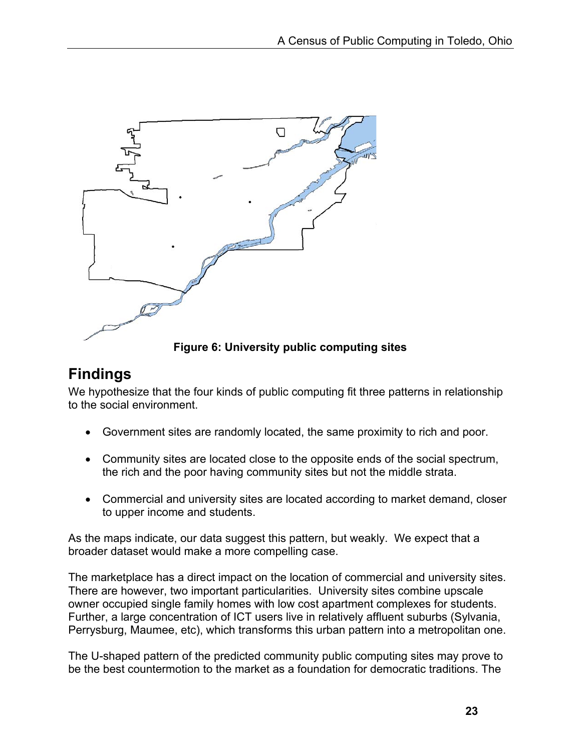**Figure 6: University public computing sites**

## Findings

We hypothesize that the four kinds of public computing fit three patterns in relationship to the social environment.

- Government sites are randomly located, the same proximity to rich and poor.
- Community sites are located close to the opposite ends of the social spectrum, the rich and the poor having community sites but not the middle strata.
- Commercial and university sites are located according to market demand, closer to upper income and students.

As the maps indicate, our data suggest this pattern, but weakly. We expect that a broader dataset would make a more compelling case.

The marketplace has a direct impact on the location of commercial and university sites. There are however, two important particularities. University sites combine upscale owner occupied single family homes with low cost apartment complexes for students. Further, a large concentration of ICT users live in relatively affluent suburbs (Sylvania, Perrysburg, Maumee, etc), which transforms this urban pattern into a metropolitan one.

The U-shaped pattern of the predicted community public computing sites may prove to be the best countermotion to the market as a foundation for democratic traditions. The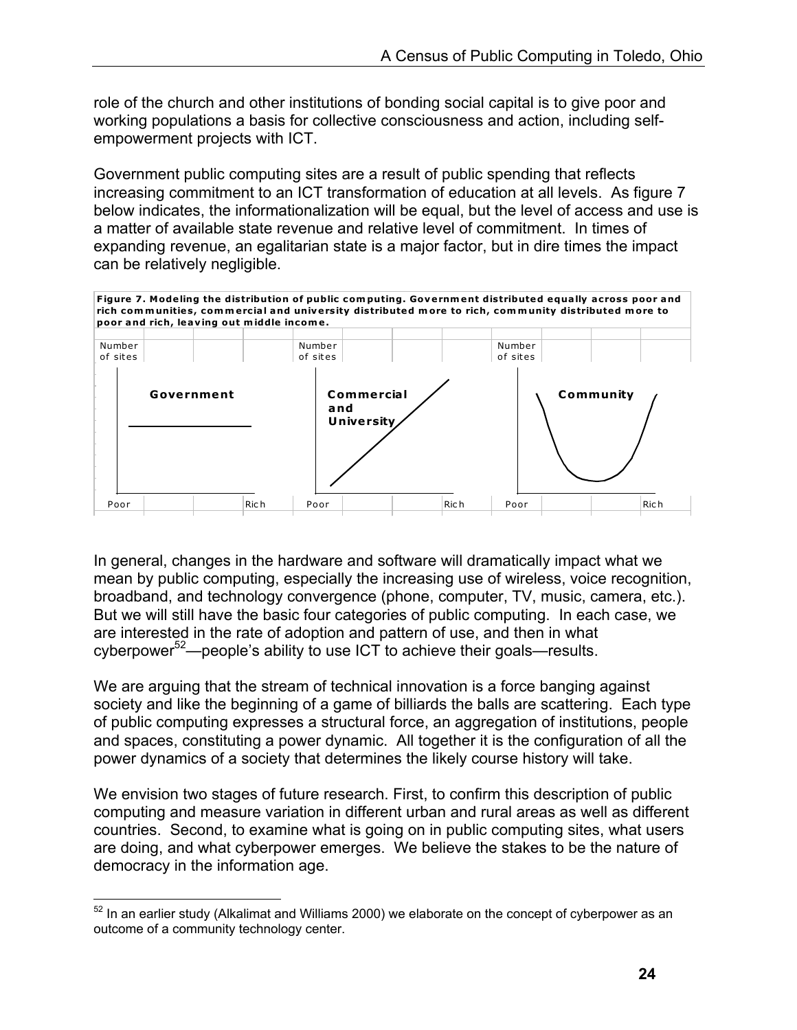role of the church and other institutions of bonding social capital is to give poor and working populations a basis for collective consciousness and action, including self-empowerment projects with ICT.

Government public computing sites are a result of public spending that reflects increasing commitment to an ICT transformation of education at all levels. As figure 7 below indicates, the informationalization will be equal, but the level of access and use is a matter of available state revenue and relative level of commitment. In times of expanding revenue, an egalitarian state is a major factor, but in dire times the impact can be relatively negligible.

**Figure 7. Modeling the distribution of public computing. Government distributed equally across poor and rich communities, commercial and university distributed more to rich, community distributed more to poor and rich, leaving out middle income.**

Number of sites — **Government** — Poor / Rich

Number of sites — **Commercial and University** — Poor / Rich

Number of sites — **Community** — Poor / Rich

In general, changes in the hardware and software will dramatically impact what we mean by public computing, especially the increasing use of wireless, voice recognition, broadband, and technology convergence (phone, computer, TV, music, camera, etc.). But we will still have the basic four categories of public computing. In each case, we are interested in the rate of adoption and pattern of use, and then in what cyberpower[52]—people's ability to use ICT to achieve their goals—results.

We are arguing that the stream of technical innovation is a force banging against society and like the beginning of a game of billiards the balls are scattering. Each type of public computing expresses a structural force, an aggregation of institutions, people and spaces, constituting a power dynamic. All together it is the configuration of all the power dynamics of a society that determines the likely course history will take.

We envision two stages of future research. First, to confirm this description of public computing and measure variation in different urban and rural areas as well as different countries. Second, to examine what is going on in public computing sites, what users are doing, and what cyberpower emerges. We believe the stakes to be the nature of democracy in the information age.

---

[52] In an earlier study (Alkalimat and Williams 2000) we elaborate on the concept of cyberpower as an outcome of a community technology center.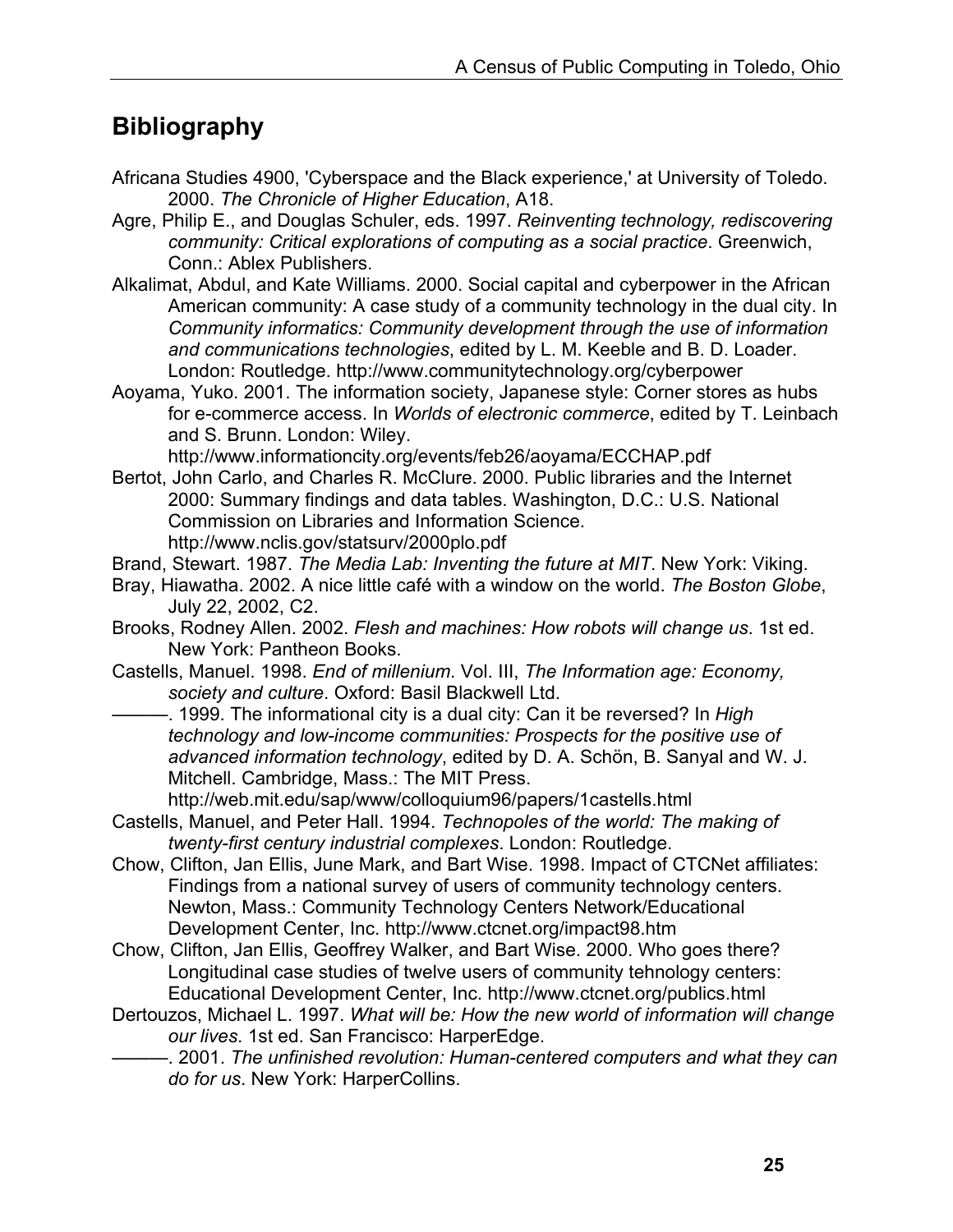## Bibliography

Africana Studies 4900, 'Cyberspace and the Black experience,' at University of Toledo. 2000. *The Chronicle of Higher Education*, A18.

Agre, Philip E., and Douglas Schuler, eds. 1997. *Reinventing technology, rediscovering community: Critical explorations of computing as a social practice*. Greenwich, Conn.: Ablex Publishers.

Alkalimat, Abdul, and Kate Williams. 2000. Social capital and cyberpower in the African American community: A case study of a community technology in the dual city. In *Community informatics: Community development through the use of information and communications technologies*, edited by L. M. Keeble and B. D. Loader. London: Routledge. http://www.communitytechnology.org/cyberpower

Aoyama, Yuko. 2001. The information society, Japanese style: Corner stores as hubs for e-commerce access. In *Worlds of electronic commerce*, edited by T. Leinbach and S. Brunn. London: Wiley. http://www.informationcity.org/events/feb26/aoyama/ECCHAP.pdf

Bertot, John Carlo, and Charles R. McClure. 2000. Public libraries and the Internet 2000: Summary findings and data tables. Washington, D.C.: U.S. National Commission on Libraries and Information Science. http://www.nclis.gov/statsurv/2000plo.pdf

Brand, Stewart. 1987. *The Media Lab: Inventing the future at MIT*. New York: Viking.

Bray, Hiawatha. 2002. A nice little café with a window on the world. *The Boston Globe*, July 22, 2002, C2.

Brooks, Rodney Allen. 2002. *Flesh and machines: How robots will change us*. 1st ed. New York: Pantheon Books.

Castells, Manuel. 1998. *End of millenium*. Vol. III, *The Information age: Economy, society and culture*. Oxford: Basil Blackwell Ltd.

———. 1999. The informational city is a dual city: Can it be reversed? In *High technology and low-income communities: Prospects for the positive use of advanced information technology*, edited by D. A. Schön, B. Sanyal and W. J. Mitchell. Cambridge, Mass.: The MIT Press. http://web.mit.edu/sap/www/colloquium96/papers/1castells.html

Castells, Manuel, and Peter Hall. 1994. *Technopoles of the world: The making of twenty-first century industrial complexes*. London: Routledge.

Chow, Clifton, Jan Ellis, June Mark, and Bart Wise. 1998. Impact of CTCNet affiliates: Findings from a national survey of users of community technology centers. Newton, Mass.: Community Technology Centers Network/Educational Development Center, Inc. http://www.ctcnet.org/impact98.htm

Chow, Clifton, Jan Ellis, Geoffrey Walker, and Bart Wise. 2000. Who goes there? Longitudinal case studies of twelve users of community tehnology centers: Educational Development Center, Inc. http://www.ctcnet.org/publics.html

Dertouzos, Michael L. 1997. *What will be: How the new world of information will change our lives*. 1st ed. San Francisco: HarperEdge.

———. 2001. *The unfinished revolution: Human-centered computers and what they can do for us*. New York: HarperCollins.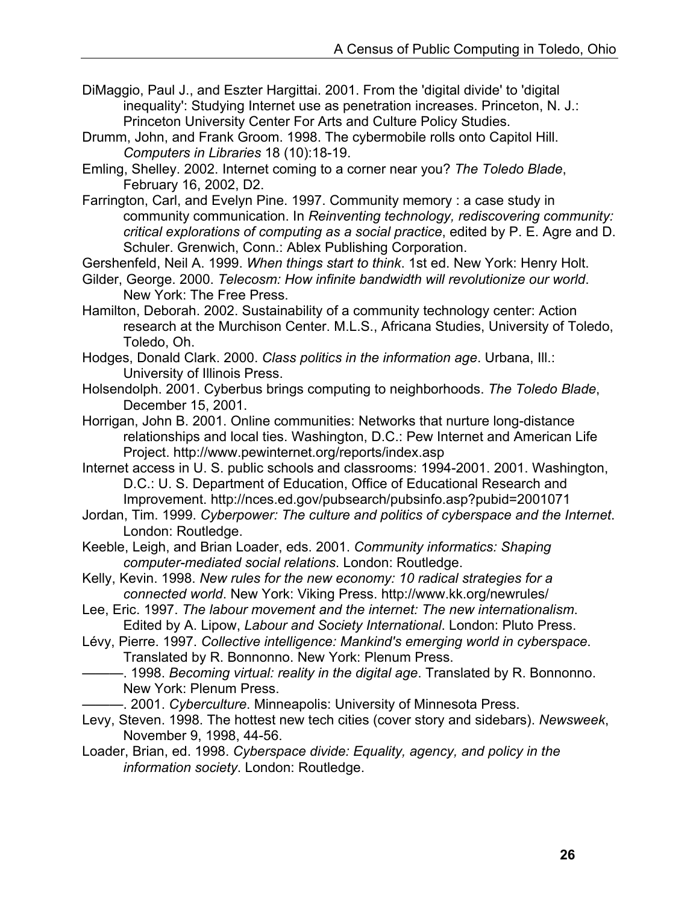DiMaggio, Paul J., and Eszter Hargittai. 2001. From the 'digital divide' to 'digital inequality': Studying Internet use as penetration increases. Princeton, N. J.: Princeton University Center For Arts and Culture Policy Studies.

Drumm, John, and Frank Groom. 1998. The cybermobile rolls onto Capitol Hill. *Computers in Libraries* 18 (10):18-19.

Emling, Shelley. 2002. Internet coming to a corner near you? *The Toledo Blade*, February 16, 2002, D2.

Farrington, Carl, and Evelyn Pine. 1997. Community memory : a case study in community communication. In *Reinventing technology, rediscovering community: critical explorations of computing as a social practice*, edited by P. E. Agre and D. Schuler. Grenwich, Conn.: Ablex Publishing Corporation.

Gershenfeld, Neil A. 1999. *When things start to think*. 1st ed. New York: Henry Holt.

Gilder, George. 2000. *Telecosm: How infinite bandwidth will revolutionize our world*. New York: The Free Press.

Hamilton, Deborah. 2002. Sustainability of a community technology center: Action research at the Murchison Center. M.L.S., Africana Studies, University of Toledo, Toledo, Oh.

Hodges, Donald Clark. 2000. *Class politics in the information age*. Urbana, Ill.: University of Illinois Press.

Holsendolph. 2001. Cyberbus brings computing to neighborhoods. *The Toledo Blade*, December 15, 2001.

Horrigan, John B. 2001. Online communities: Networks that nurture long-distance relationships and local ties. Washington, D.C.: Pew Internet and American Life Project. http://www.pewinternet.org/reports/index.asp

Internet access in U. S. public schools and classrooms: 1994-2001. 2001. Washington, D.C.: U. S. Department of Education, Office of Educational Research and Improvement. http://nces.ed.gov/pubsearch/pubsinfo.asp?pubid=2001071

Jordan, Tim. 1999. *Cyberpower: The culture and politics of cyberspace and the Internet*. London: Routledge.

Keeble, Leigh, and Brian Loader, eds. 2001. *Community informatics: Shaping computer-mediated social relations*. London: Routledge.

Kelly, Kevin. 1998. *New rules for the new economy: 10 radical strategies for a connected world*. New York: Viking Press. http://www.kk.org/newrules/

Lee, Eric. 1997. *The labour movement and the internet: The new internationalism*. Edited by A. Lipow, *Labour and Society International*. London: Pluto Press.

Lévy, Pierre. 1997. *Collective intelligence: Mankind's emerging world in cyberspace*. Translated by R. Bonnonno. New York: Plenum Press.

———. 1998. *Becoming virtual: reality in the digital age*. Translated by R. Bonnonno. New York: Plenum Press.

———. 2001. *Cyberculture*. Minneapolis: University of Minnesota Press.

Levy, Steven. 1998. The hottest new tech cities (cover story and sidebars). *Newsweek*, November 9, 1998, 44-56.

Loader, Brian, ed. 1998. *Cyberspace divide: Equality, agency, and policy in the information society*. London: Routledge.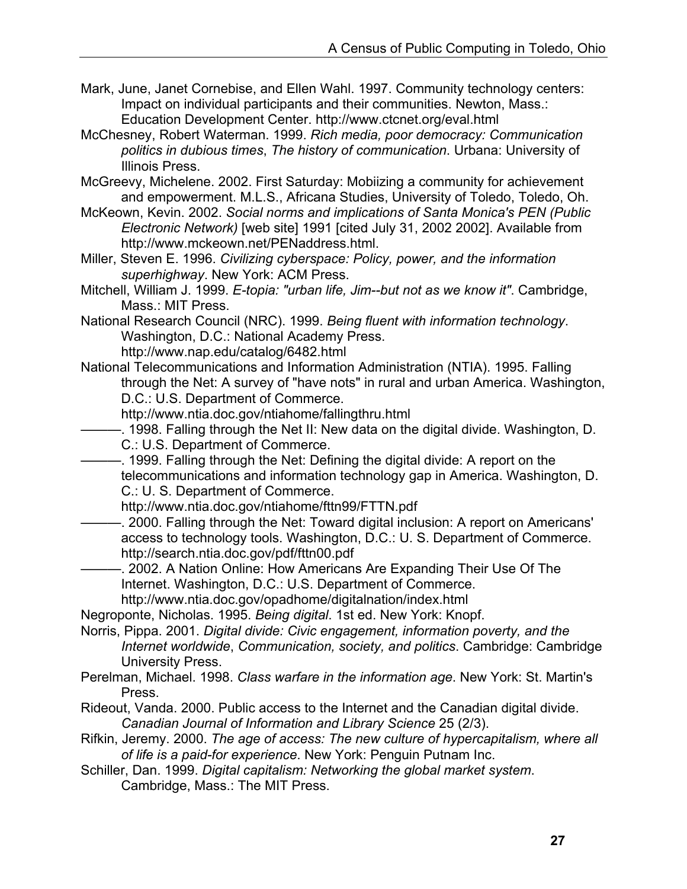Mark, June, Janet Cornebise, and Ellen Wahl. 1997. Community technology centers: Impact on individual participants and their communities. Newton, Mass.: Education Development Center. http://www.ctcnet.org/eval.html

McChesney, Robert Waterman. 1999. *Rich media, poor democracy: Communication politics in dubious times*, *The history of communication*. Urbana: University of Illinois Press.

McGreevy, Michelene. 2002. First Saturday: Mobiizing a community for achievement and empowerment. M.L.S., Africana Studies, University of Toledo, Toledo, Oh.

McKeown, Kevin. 2002. *Social norms and implications of Santa Monica's PEN (Public Electronic Network)* [web site] 1991 [cited July 31, 2002 2002]. Available from http://www.mckeown.net/PENaddress.html.

Miller, Steven E. 1996. *Civilizing cyberspace: Policy, power, and the information superhighway*. New York: ACM Press.

Mitchell, William J. 1999. *E-topia: "urban life, Jim--but not as we know it"*. Cambridge, Mass.: MIT Press.

National Research Council (NRC). 1999. *Being fluent with information technology*. Washington, D.C.: National Academy Press. http://www.nap.edu/catalog/6482.html

National Telecommunications and Information Administration (NTIA). 1995. Falling through the Net: A survey of "have nots" in rural and urban America. Washington, D.C.: U.S. Department of Commerce. http://www.ntia.doc.gov/ntiahome/fallingthru.html

———. 1998. Falling through the Net II: New data on the digital divide. Washington, D. C.: U.S. Department of Commerce.

———. 1999. Falling through the Net: Defining the digital divide: A report on the telecommunications and information technology gap in America. Washington, D. C.: U. S. Department of Commerce. http://www.ntia.doc.gov/ntiahome/fttn99/FTTN.pdf

———. 2000. Falling through the Net: Toward digital inclusion: A report on Americans' access to technology tools. Washington, D.C.: U. S. Department of Commerce. http://search.ntia.doc.gov/pdf/fttn00.pdf

———. 2002. A Nation Online: How Americans Are Expanding Their Use Of The Internet. Washington, D.C.: U.S. Department of Commerce. http://www.ntia.doc.gov/opadhome/digitalnation/index.html

Negroponte, Nicholas. 1995. *Being digital*. 1st ed. New York: Knopf.

Norris, Pippa. 2001. *Digital divide: Civic engagement, information poverty, and the Internet worldwide*, *Communication, society, and politics*. Cambridge: Cambridge University Press.

Perelman, Michael. 1998. *Class warfare in the information age*. New York: St. Martin's Press.

Rideout, Vanda. 2000. Public access to the Internet and the Canadian digital divide. *Canadian Journal of Information and Library Science* 25 (2/3).

Rifkin, Jeremy. 2000. *The age of access: The new culture of hypercapitalism, where all of life is a paid-for experience*. New York: Penguin Putnam Inc.

Schiller, Dan. 1999. *Digital capitalism: Networking the global market system*. Cambridge, Mass.: The MIT Press.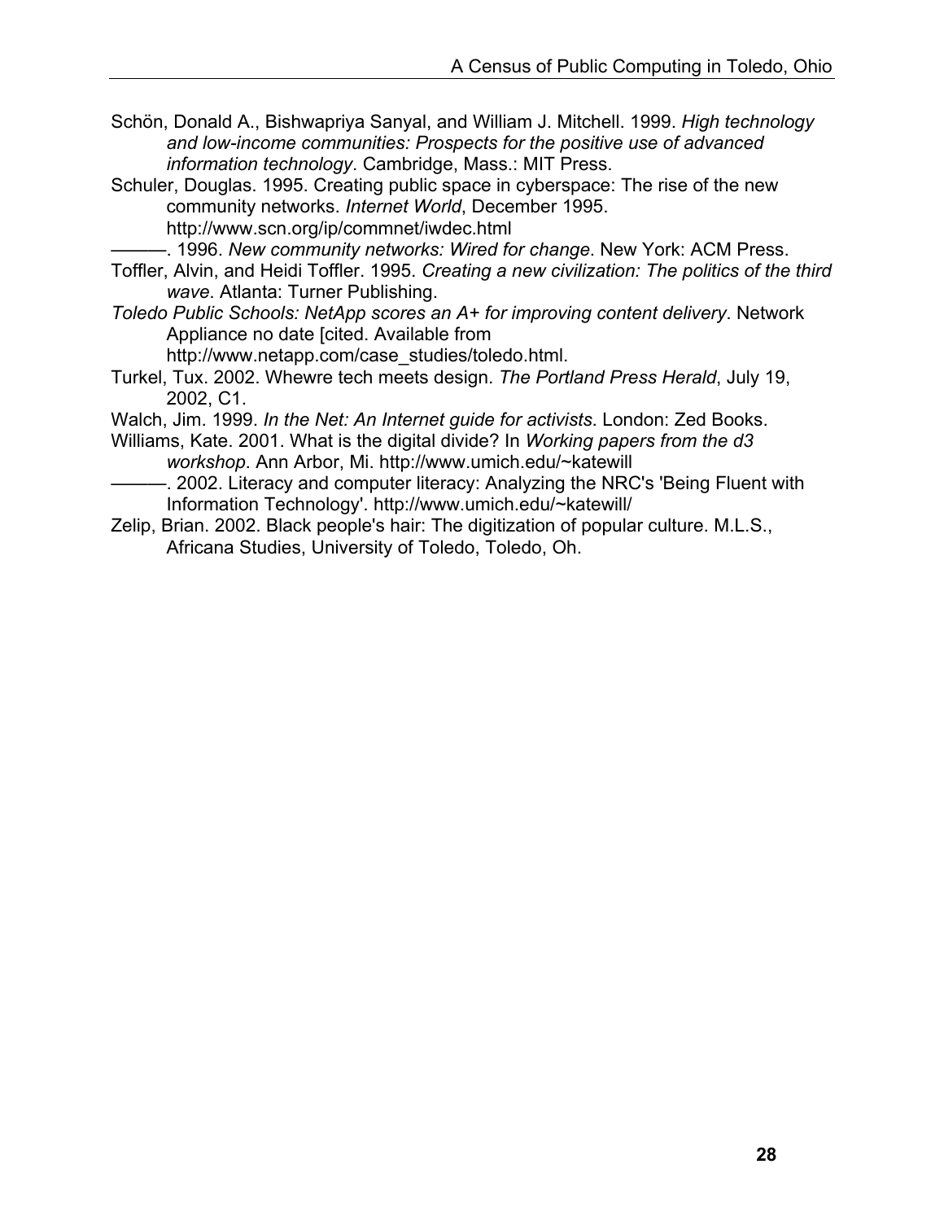Schön, Donald A., Bishwapriya Sanyal, and William J. Mitchell. 1999. *High technology and low-income communities: Prospects for the positive use of advanced information technology*. Cambridge, Mass.: MIT Press.

Schuler, Douglas. 1995. Creating public space in cyberspace: The rise of the new community networks. *Internet World*, December 1995. http://www.scn.org/ip/commnet/iwdec.html

———. 1996. *New community networks: Wired for change*. New York: ACM Press.

Toffler, Alvin, and Heidi Toffler. 1995. *Creating a new civilization: The politics of the third wave*. Atlanta: Turner Publishing.

*Toledo Public Schools: NetApp scores an A+ for improving content delivery*. Network Appliance no date [cited. Available from http://www.netapp.com/case_studies/toledo.html.

Turkel, Tux. 2002. Whewre tech meets design. *The Portland Press Herald*, July 19, 2002, C1.

Walch, Jim. 1999. *In the Net: An Internet guide for activists*. London: Zed Books.

Williams, Kate. 2001. What is the digital divide? In *Working papers from the d3 workshop*. Ann Arbor, Mi. http://www.umich.edu/~katewill

———. 2002. Literacy and computer literacy: Analyzing the NRC's 'Being Fluent with Information Technology'. http://www.umich.edu/~katewill/

Zelip, Brian. 2002. Black people's hair: The digitization of popular culture. M.L.S., Africana Studies, University of Toledo, Toledo, Oh.